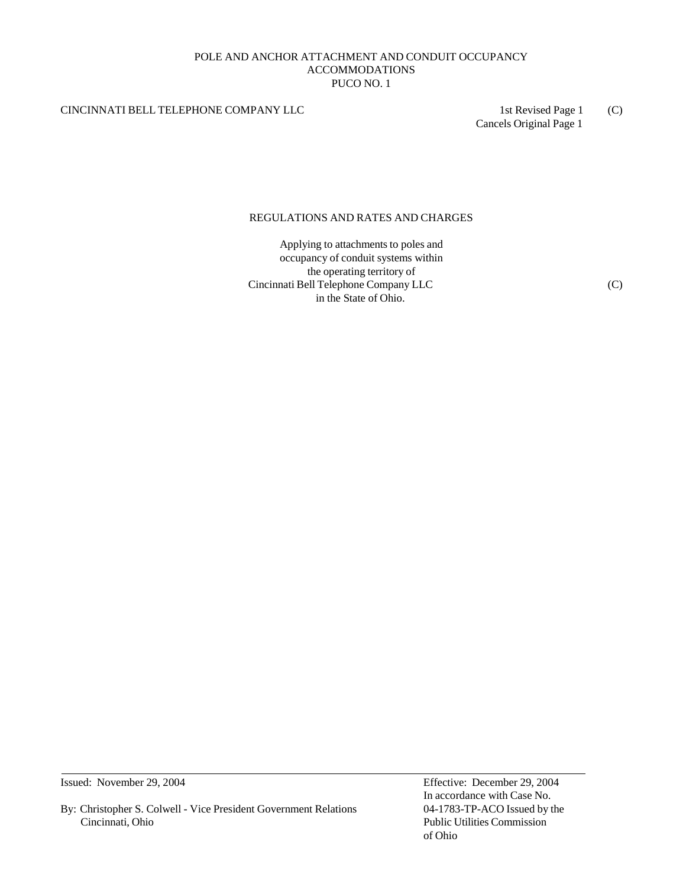POLE AND ANCHOR ATTACHMENT AND CONDUIT OCCUPANCY ACCOMMODATIONS
PUCO NO. 1

CINCINNATI BELL TELEPHONE COMPANY LLC

1st Revised Page 1 (C)
Cancels Original Page 1

## REGULATIONS AND RATES AND CHARGES

Applying to attachments to poles and occupancy of conduit systems within the operating territory of Cincinnati Bell Telephone Company LLC (C) in the State of Ohio.

---

Issued: November 29, 2004

By: Christopher S. Colwell - Vice President Government Relations
Cincinnati, Ohio

Effective: December 29, 2004
In accordance with Case No. 04-1783-TP-ACO Issued by the Public Utilities Commission of Ohio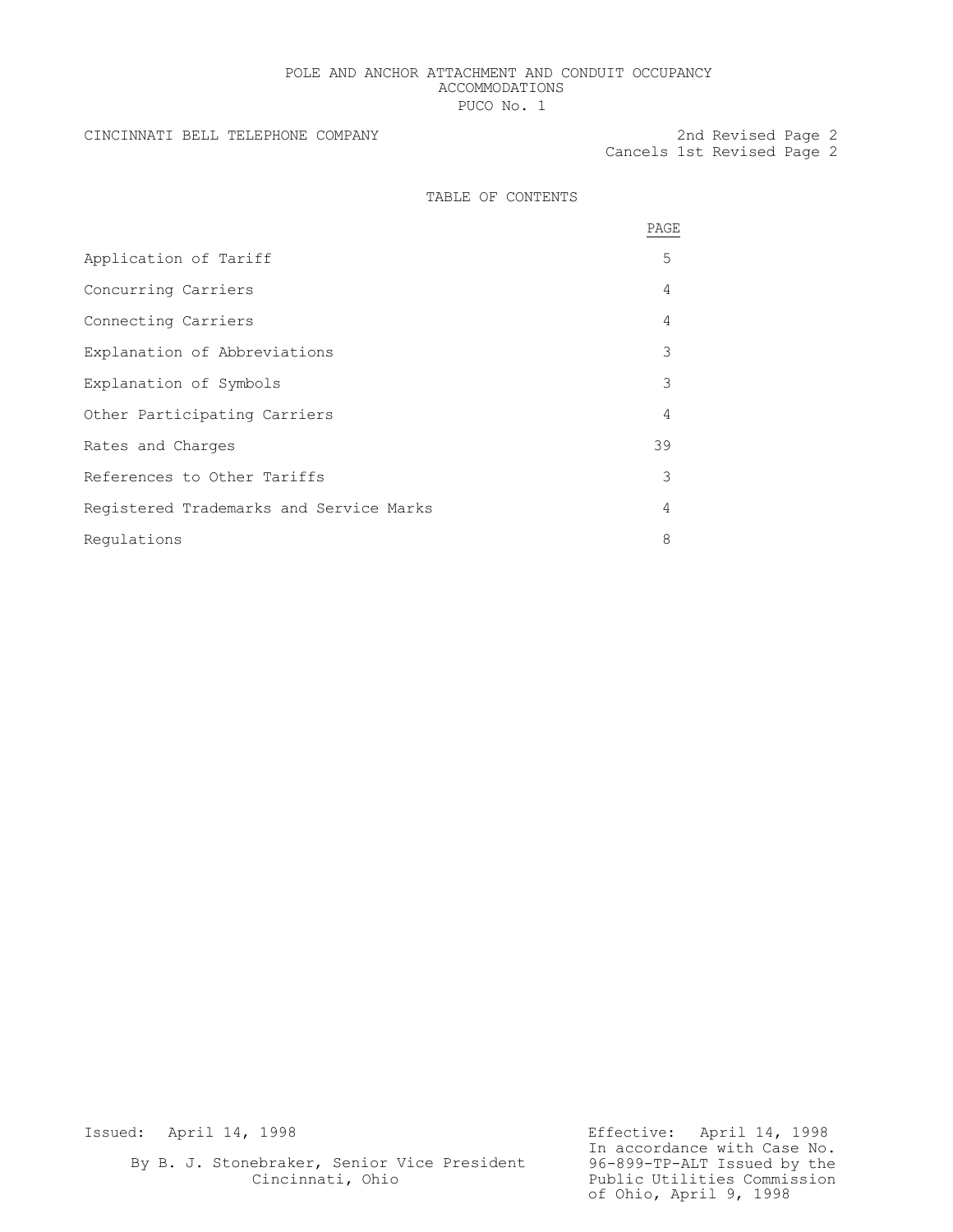POLE AND ANCHOR ATTACHMENT AND CONDUIT OCCUPANCY ACCOMMODATIONS
PUCO No. 1

CINCINNATI BELL TELEPHONE COMPANY

2nd Revised Page 2
Cancels 1st Revised Page 2

# TABLE OF CONTENTS

| | PAGE |
|---|---|
| Application of Tariff | 5 |
| Concurring Carriers | 4 |
| Connecting Carriers | 4 |
| Explanation of Abbreviations | 3 |
| Explanation of Symbols | 3 |
| Other Participating Carriers | 4 |
| Rates and Charges | 39 |
| References to Other Tariffs | 3 |
| Registered Trademarks and Service Marks | 4 |
| Regulations | 8 |

Issued: April 14, 1998

By B. J. Stonebraker, Senior Vice President
Cincinnati, Ohio

Effective: April 14, 1998
In accordance with Case No. 96-899-TP-ALT Issued by the Public Utilities Commission of Ohio, April 9, 1998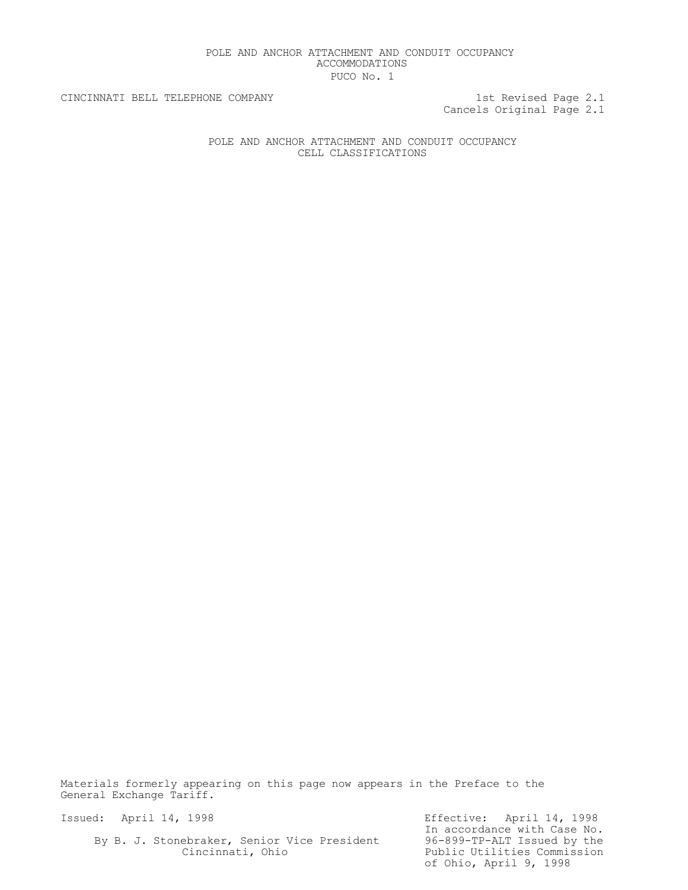CINCINNATI BELL TELEPHONE COMPANY

1st Revised Page 2.1
Cancels Original Page 2.1

# POLE AND ANCHOR ATTACHMENT AND CONDUIT OCCUPANCY CELL CLASSIFICATIONS

Materials formerly appearing on this page now appears in the Preface to the General Exchange Tariff.

Issued: April 14, 1998

By B. J. Stonebraker, Senior Vice President
Cincinnati, Ohio

Effective: April 14, 1998
In accordance with Case No. 96-899-TP-ALT Issued by the Public Utilities Commission of Ohio, April 9, 1998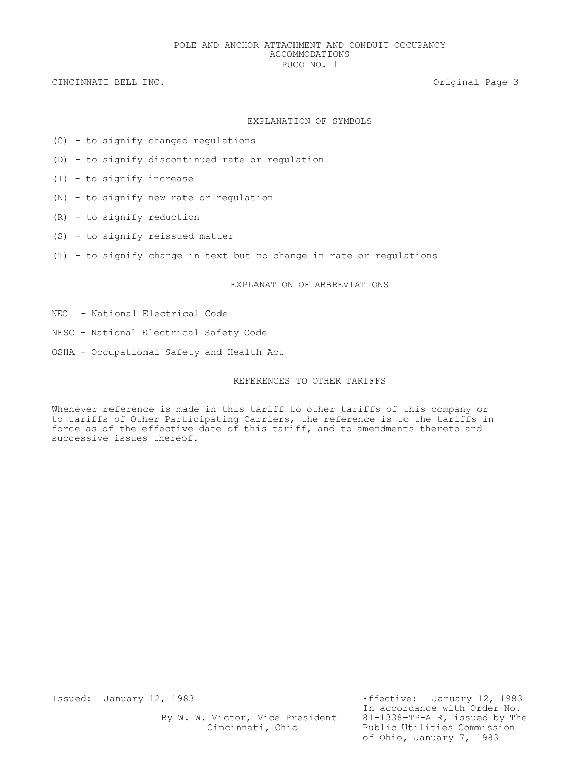## EXPLANATION OF SYMBOLS

(C) - to signify changed regulations

(D) - to signify discontinued rate or regulation

(I) - to signify increase

(N) - to signify new rate or regulation

(R) - to signify reduction

(S) - to signify reissued matter

(T) - to signify change in text but no change in rate or regulations

## EXPLANATION OF ABBREVIATIONS

NEC - National Electrical Code

NESC - National Electrical Safety Code

OSHA - Occupational Safety and Health Act

## REFERENCES TO OTHER TARIFFS

Whenever reference is made in this tariff to other tariffs of this company or to tariffs of Other Participating Carriers, the reference is to the tariffs in force as of the effective date of this tariff, and to amendments thereto and successive issues thereof.

Issued: January 12, 1983

By W. W. Victor, Vice President
Cincinnati, Ohio

Effective: January 12, 1983
In accordance with Order No. 81-1338-TP-AIR, issued by The Public Utilities Commission of Ohio, January 7, 1983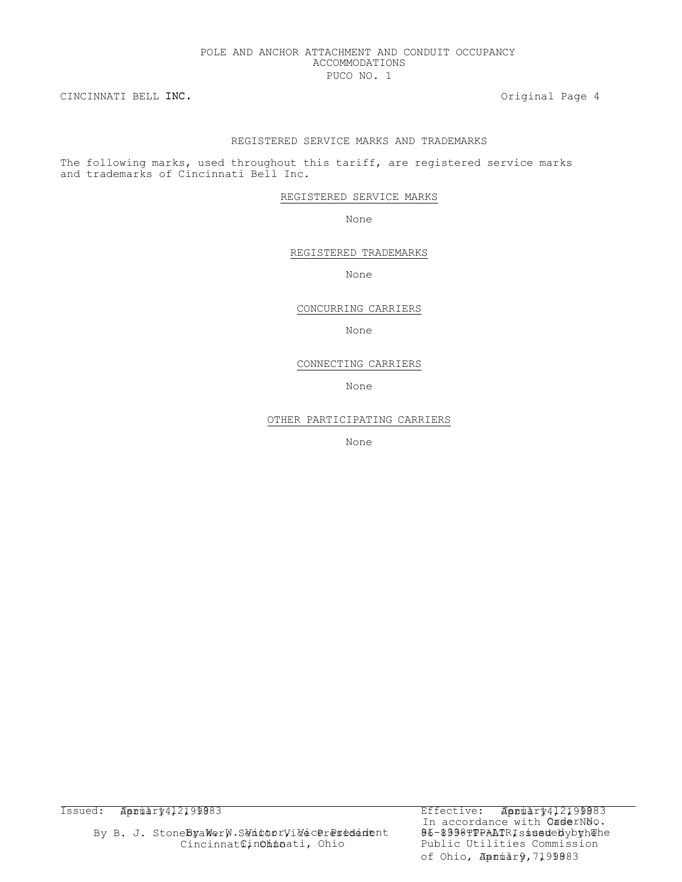POLE AND ANCHOR ATTACHMENT AND CONDUIT OCCUPANCY ACCOMMODATIONS
PUCO NO. 1

CINCINNATI BELL INC. Original Page 4

## REGISTERED SERVICE MARKS AND TRADEMARKS

The following marks, used throughout this tariff, are registered service marks and trademarks of Cincinnati Bell Inc.

### REGISTERED SERVICE MARKS

None

### REGISTERED TRADEMARKS

None

### CONCURRING CARRIERS

None

### CONNECTING CARRIERS

None

### OTHER PARTICIPATING CARRIERS

None

Issued: April 12, 1983 (overlaid: January 4, 1999)

By B. J. Stoner, Vice President, Cincinnati, Ohio (overlaid: By W. W. Vittor, Vice President, Cincinnati, Ohio)

Effective: April 12, 1983 (overlaid: January 4, 1999)

In accordance with Order No. 96-8998-TP-ATR issued by the Public Utilities Commission of Ohio, April 7, 1983 (overlaid: Case No. 96-8998-TP-ATR, January 9, 1999)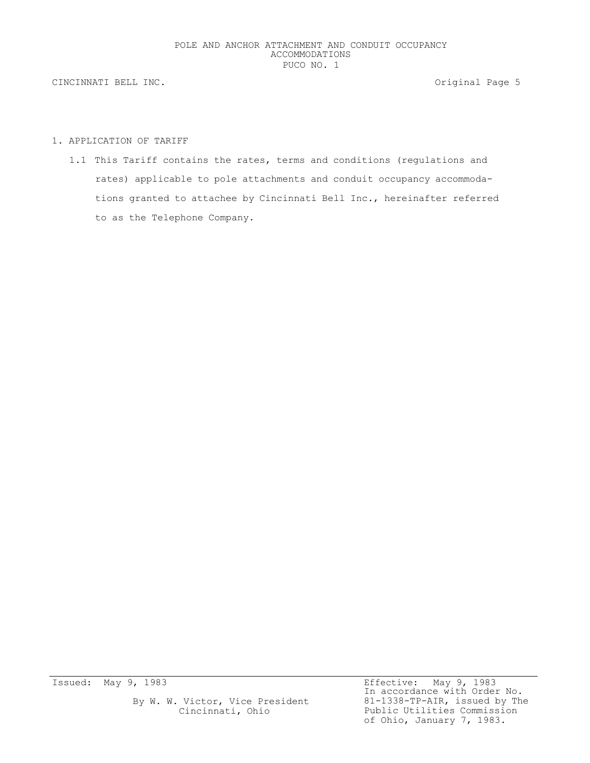## 1. APPLICATION OF TARIFF

1.1 This Tariff contains the rates, terms and conditions (regulations and rates) applicable to pole attachments and conduit occupancy accommodations granted to attachee by Cincinnati Bell Inc., hereinafter referred to as the Telephone Company.

Issued: May 9, 1983

By W. W. Victor, Vice President
Cincinnati, Ohio

Effective: May 9, 1983
In accordance with Order No. 81-1338-TP-AIR, issued by The Public Utilities Commission of Ohio, January 7, 1983.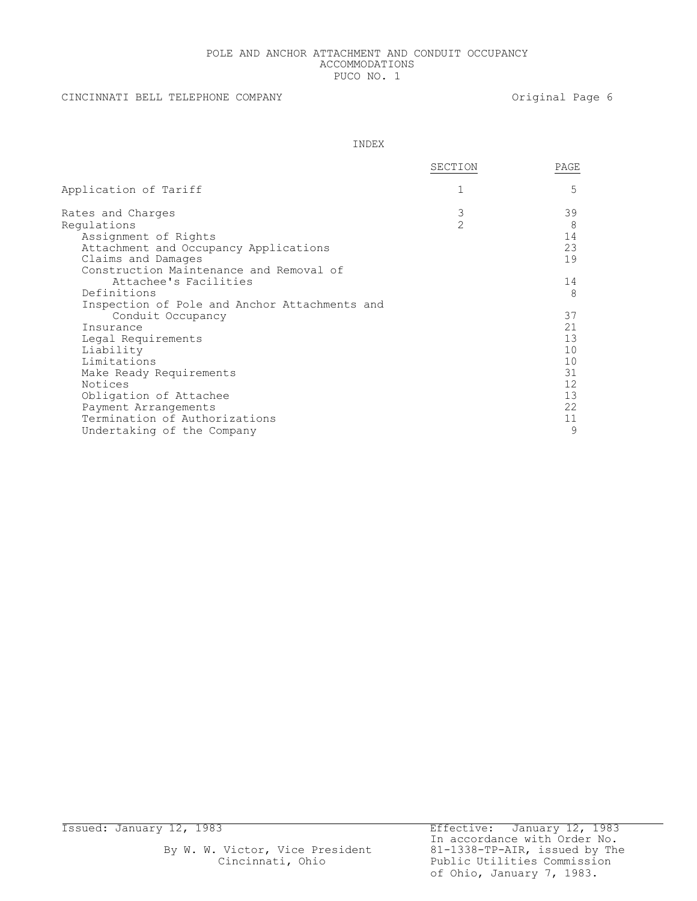# INDEX

| | SECTION | PAGE |
|---|---|---|
| Application of Tariff | 1 | 5 |
| Rates and Charges | 3 | 39 |
| Regulations | 2 | 8 |
| Assignment of Rights | | 14 |
| Attachment and Occupancy Applications | | 23 |
| Claims and Damages | | 19 |
| Construction Maintenance and Removal of Attachee's Facilities | | 14 |
| Definitions | | 8 |
| Inspection of Pole and Anchor Attachments and Conduit Occupancy | | 37 |
| Insurance | | 21 |
| Legal Requirements | | 13 |
| Liability | | 10 |
| Limitations | | 10 |
| Make Ready Requirements | | 31 |
| Notices | | 12 |
| Obligation of Attachee | | 13 |
| Payment Arrangements | | 22 |
| Termination of Authorizations | | 11 |
| Undertaking of the Company | | 9 |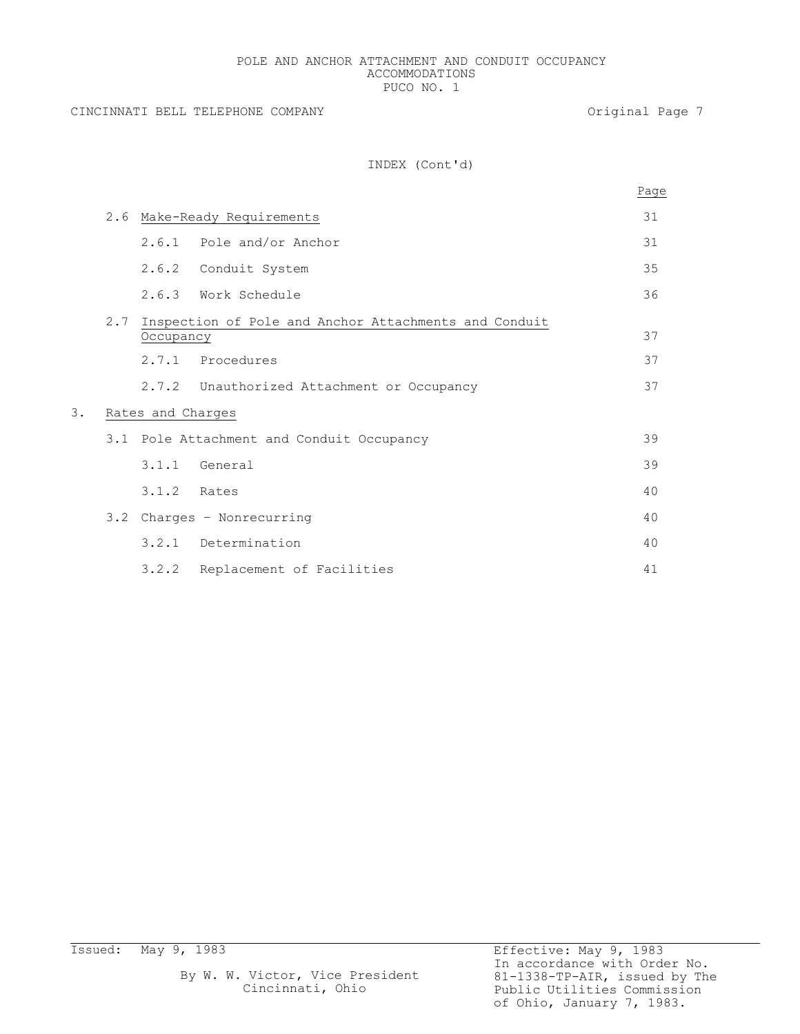# INDEX (Cont'd)

| | Page |
|---|---|
| 2.6 Make-Ready Requirements | 31 |
| 2.6.1 Pole and/or Anchor | 31 |
| 2.6.2 Conduit System | 35 |
| 2.6.3 Work Schedule | 36 |
| 2.7 Inspection of Pole and Anchor Attachments and Conduit Occupancy | 37 |
| 2.7.1 Procedures | 37 |
| 2.7.2 Unauthorized Attachment or Occupancy | 37 |
| 3. Rates and Charges | |
| 3.1 Pole Attachment and Conduit Occupancy | 39 |
| 3.1.1 General | 39 |
| 3.1.2 Rates | 40 |
| 3.2 Charges – Nonrecurring | 40 |
| 3.2.1 Determination | 40 |
| 3.2.2 Replacement of Facilities | 41 |

Issued: May 9, 1983

By W. W. Victor, Vice President
Cincinnati, Ohio

Effective: May 9, 1983
In accordance with Order No. 81-1338-TP-AIR, issued by The Public Utilities Commission of Ohio, January 7, 1983.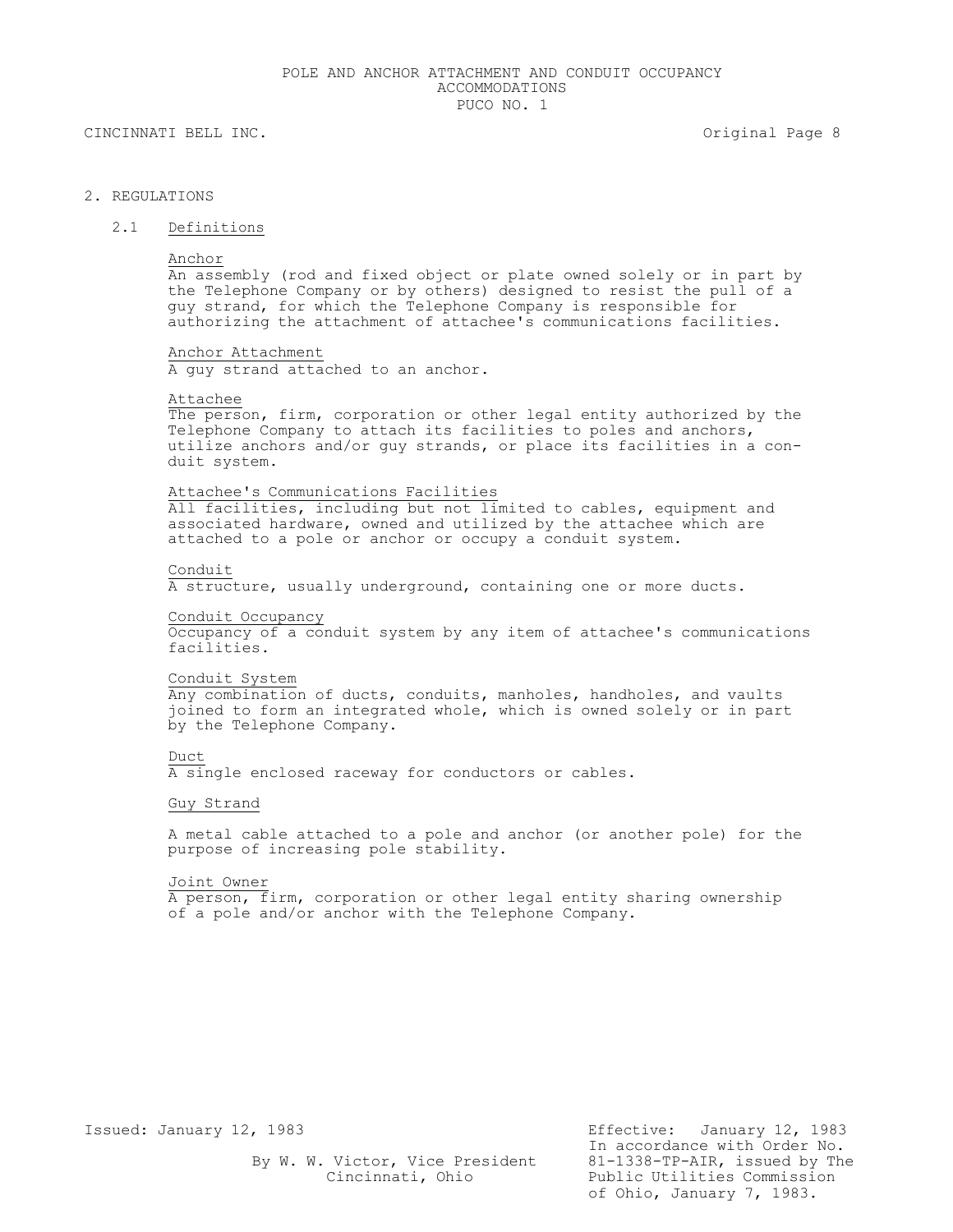## 2. REGULATIONS

### 2.1 Definitions

Anchor

An assembly (rod and fixed object or plate owned solely or in part by the Telephone Company or by others) designed to resist the pull of a guy strand, for which the Telephone Company is responsible for authorizing the attachment of attachee's communications facilities.

Anchor Attachment

A guy strand attached to an anchor.

Attachee

The person, firm, corporation or other legal entity authorized by the Telephone Company to attach its facilities to poles and anchors, utilize anchors and/or guy strands, or place its facilities in a conduit system.

Attachee's Communications Facilities

All facilities, including but not limited to cables, equipment and associated hardware, owned and utilized by the attachee which are attached to a pole or anchor or occupy a conduit system.

Conduit

A structure, usually underground, containing one or more ducts.

Conduit Occupancy

Occupancy of a conduit system by any item of attachee's communications facilities.

Conduit System

Any combination of ducts, conduits, manholes, handholes, and vaults joined to form an integrated whole, which is owned solely or in part by the Telephone Company.

Duct

A single enclosed raceway for conductors or cables.

Guy Strand

A metal cable attached to a pole and anchor (or another pole) for the purpose of increasing pole stability.

Joint Owner

A person, firm, corporation or other legal entity sharing ownership of a pole and/or anchor with the Telephone Company.

Issued: January 12, 1983

By W. W. Victor, Vice President
Cincinnati, Ohio

Effective: January 12, 1983
In accordance with Order No. 81-1338-TP-AIR, issued by The Public Utilities Commission of Ohio, January 7, 1983.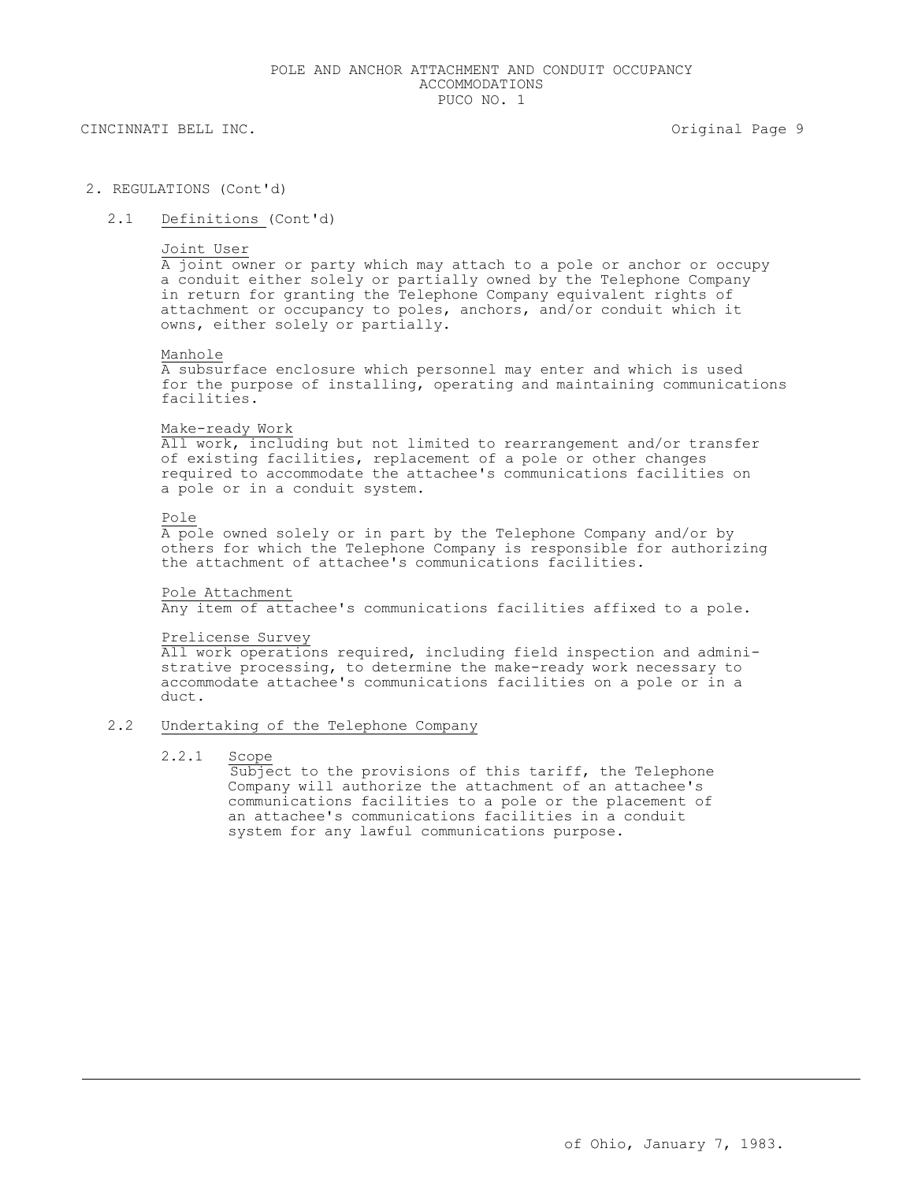## 2. REGULATIONS (Cont'd)

### 2.1 Definitions (Cont'd)

Joint User

A joint owner or party which may attach to a pole or anchor or occupy a conduit either solely or partially owned by the Telephone Company in return for granting the Telephone Company equivalent rights of attachment or occupancy to poles, anchors, and/or conduit which it owns, either solely or partially.

Manhole

A subsurface enclosure which personnel may enter and which is used for the purpose of installing, operating and maintaining communications facilities.

Make-ready Work

All work, including but not limited to rearrangement and/or transfer of existing facilities, replacement of a pole or other changes required to accommodate the attachee's communications facilities on a pole or in a conduit system.

Pole

A pole owned solely or in part by the Telephone Company and/or by others for which the Telephone Company is responsible for authorizing the attachment of attachee's communications facilities.

Pole Attachment

Any item of attachee's communications facilities affixed to a pole.

Prelicense Survey

All work operations required, including field inspection and administrative processing, to determine the make-ready work necessary to accommodate attachee's communications facilities on a pole or in a duct.

### 2.2 Undertaking of the Telephone Company

#### 2.2.1 Scope

Subject to the provisions of this tariff, the Telephone Company will authorize the attachment of an attachee's communications facilities to a pole or the placement of an attachee's communications facilities in a conduit system for any lawful communications purpose.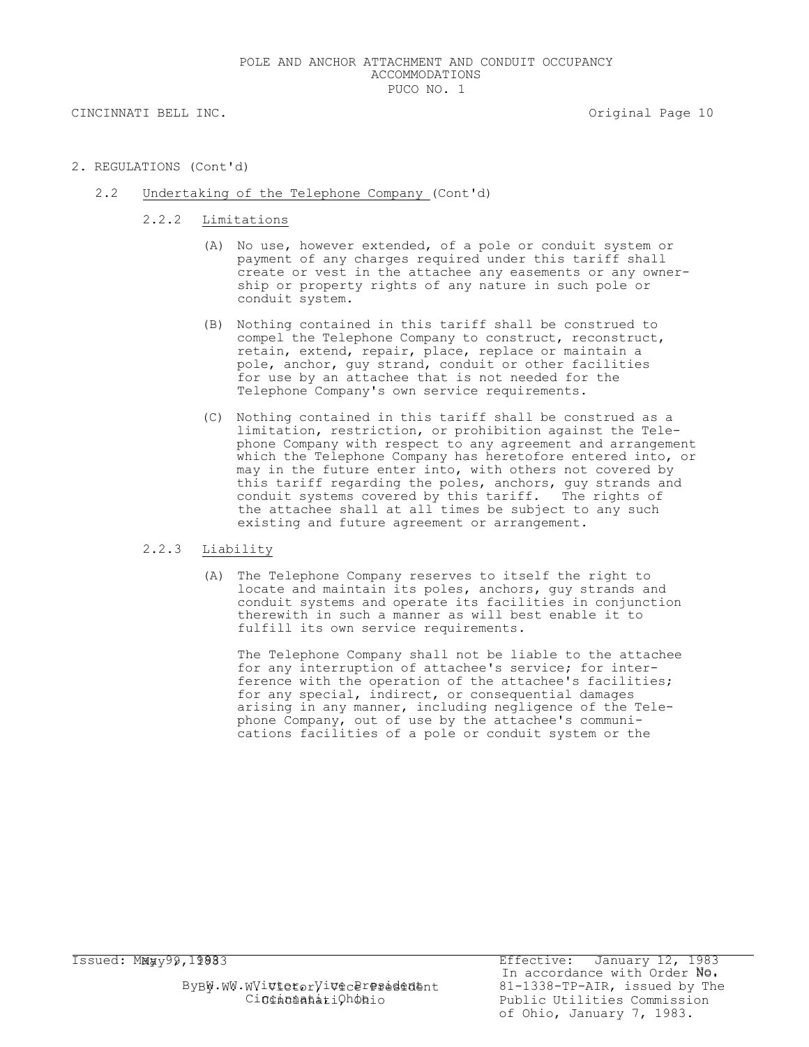## 2. REGULATIONS (Cont'd)

### 2.2 Undertaking of the Telephone Company (Cont'd)

#### 2.2.2 Limitations

(A) No use, however extended, of a pole or conduit system or payment of any charges required under this tariff shall create or vest in the attachee any easements or any ownership or property rights of any nature in such pole or conduit system.

(B) Nothing contained in this tariff shall be construed to compel the Telephone Company to construct, reconstruct, retain, extend, repair, place, replace or maintain a pole, anchor, guy strand, conduit or other facilities for use by an attachee that is not needed for the Telephone Company's own service requirements.

(C) Nothing contained in this tariff shall be construed as a limitation, restriction, or prohibition against the Telephone Company with respect to any agreement and arrangement which the Telephone Company has heretofore entered into, or may in the future enter into, with others not covered by this tariff regarding the poles, anchors, guy strands and conduit systems covered by this tariff. The rights of the attachee shall at all times be subject to any such existing and future agreement or arrangement.

#### 2.2.3 Liability

(A) The Telephone Company reserves to itself the right to locate and maintain its poles, anchors, guy strands and conduit systems and operate its facilities in conjunction therewith in such a manner as will best enable it to fulfill its own service requirements.

The Telephone Company shall not be liable to the attachee for any interruption of attachee's service; for interference with the operation of the attachee's facilities; for any special, indirect, or consequential damages arising in any manner, including negligence of the Telephone Company, out of use by the attachee's communications facilities of a pole or conduit system or the

Issued: May 9, 1983

By W. W. Victor, Vice President
Cincinnati, Ohio

Effective: January 12, 1983
In accordance with Order No. 81-1338-TP-AIR, issued by The Public Utilities Commission of Ohio, January 7, 1983.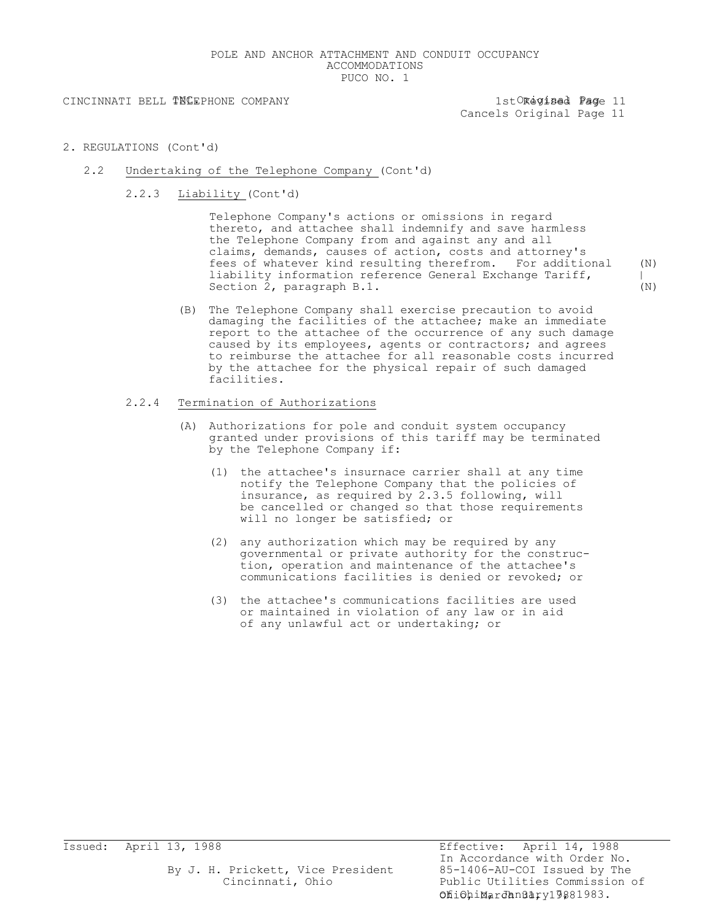POLE AND ANCHOR ATTACHMENT AND CONDUIT OCCUPANCY ACCOMMODATIONS
PUCO NO. 1

CINCINNATI BELL TELEPHONE COMPANY

1st Revised Page 11
Cancels Original Page 11

2. REGULATIONS (Cont'd)

2.2 Undertaking of the Telephone Company (Cont'd)

2.2.3 Liability (Cont'd)

Telephone Company's actions or omissions in regard thereto, and attachee shall indemnify and save harmless the Telephone Company from and against any and all claims, demands, causes of action, costs and attorney's fees of whatever kind resulting therefrom. For additional liability information reference General Exchange Tariff, Section 2, paragraph B.1. (N)

(B) The Telephone Company shall exercise precaution to avoid damaging the facilities of the attachee; make an immediate report to the attachee of the occurrence of any such damage caused by its employees, agents or contractors; and agrees to reimburse the attachee for all reasonable costs incurred by the attachee for the physical repair of such damaged facilities.

2.2.4 Termination of Authorizations

(A) Authorizations for pole and conduit system occupancy granted under provisions of this tariff may be terminated by the Telephone Company if:

(1) the attachee's insurance carrier shall at any time notify the Telephone Company that the policies of insurance, as required by 2.3.5 following, will be cancelled or changed so that those requirements will no longer be satisfied; or

(2) any authorization which may be required by any governmental or private authority for the construction, operation and maintenance of the attachee's communications facilities is denied or revoked; or

(3) the attachee's communications facilities are used or maintained in violation of any law or in aid of any unlawful act or undertaking; or

Issued: April 13, 1988

By J. H. Prickett, Vice President
Cincinnati, Ohio

Effective: April 14, 1988
In Accordance with Order No. 85-1406-AU-COI Issued by The Public Utilities Commission of Ohio, March 31, 1988.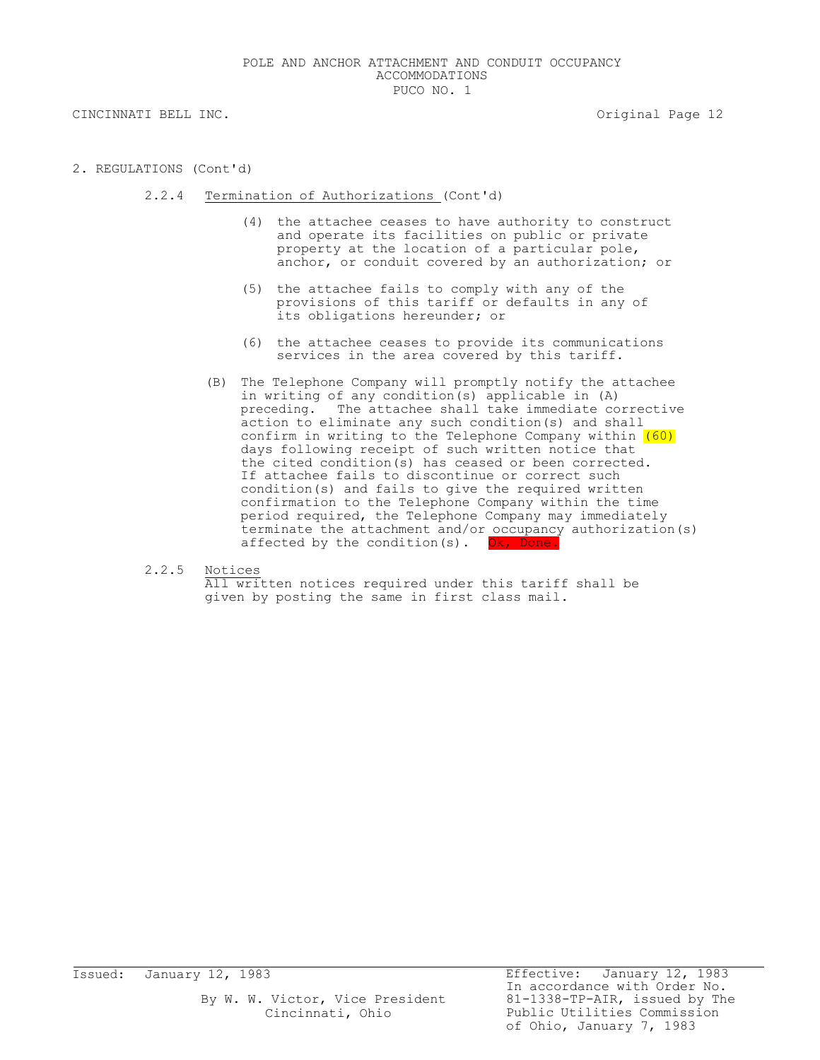2. REGULATIONS (Cont'd)

2.2.4 Termination of Authorizations (Cont'd)

(4) the attachee ceases to have authority to construct and operate its facilities on public or private property at the location of a particular pole, anchor, or conduit covered by an authorization; or

(5) the attachee fails to comply with any of the provisions of this tariff or defaults in any of its obligations hereunder; or

(6) the attachee ceases to provide its communications services in the area covered by this tariff.

(B) The Telephone Company will promptly notify the attachee in writing of any condition(s) applicable in (A) preceding. The attachee shall take immediate corrective action to eliminate any such condition(s) and shall confirm in writing to the Telephone Company within (60) days following receipt of such written notice that the cited condition(s) has ceased or been corrected. If attachee fails to discontinue or correct such condition(s) and fails to give the required written confirmation to the Telephone Company within the time period required, the Telephone Company may immediately terminate the attachment and/or occupancy authorization(s) affected by the condition(s). Ok, Done.

2.2.5 Notices

All written notices required under this tariff shall be given by posting the same in first class mail.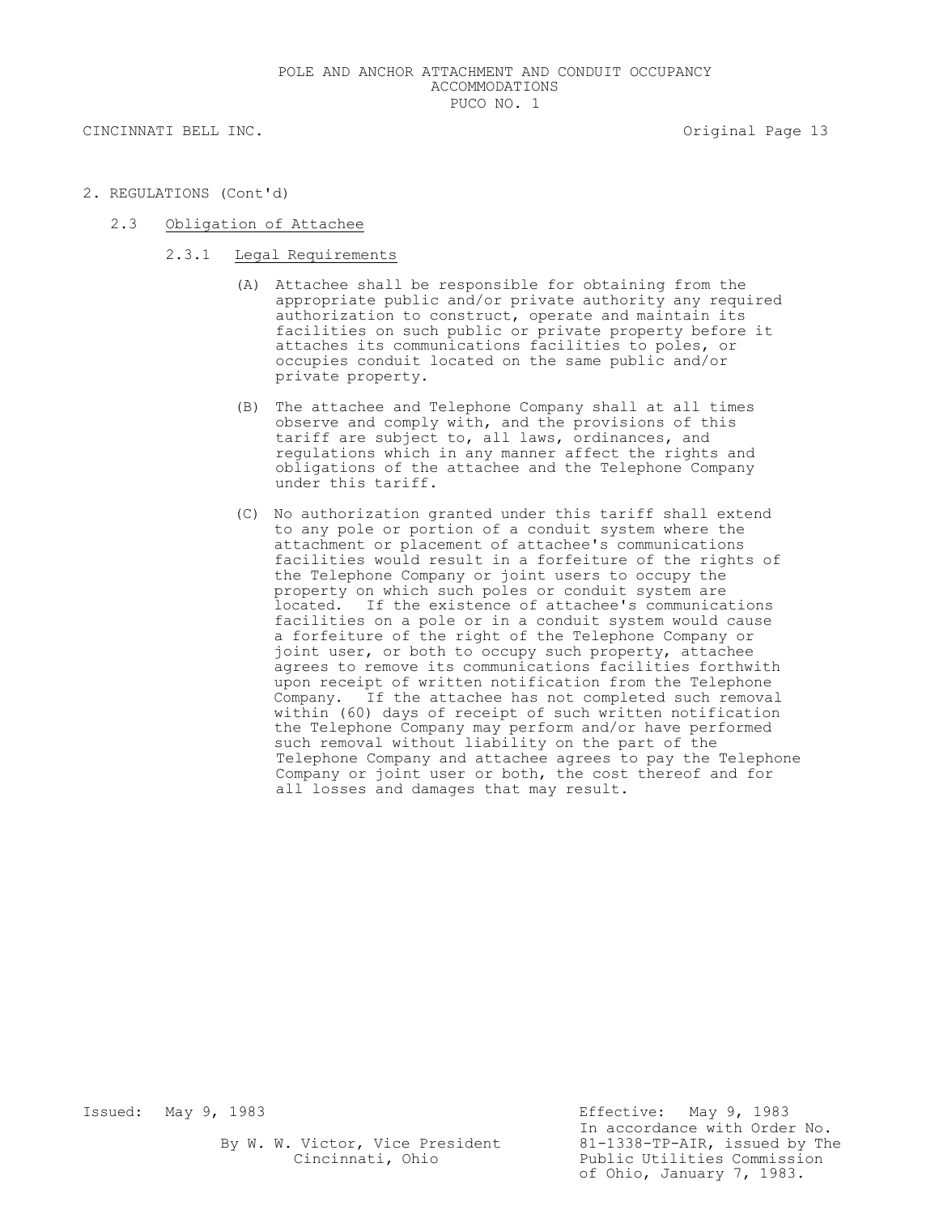## 2. REGULATIONS (Cont'd)

### 2.3 Obligation of Attachee

#### 2.3.1 Legal Requirements

(A) Attachee shall be responsible for obtaining from the appropriate public and/or private authority any required authorization to construct, operate and maintain its facilities on such public or private property before it attaches its communications facilities to poles, or occupies conduit located on the same public and/or private property.

(B) The attachee and Telephone Company shall at all times observe and comply with, and the provisions of this tariff are subject to, all laws, ordinances, and regulations which in any manner affect the rights and obligations of the attachee and the Telephone Company under this tariff.

(C) No authorization granted under this tariff shall extend to any pole or portion of a conduit system where the attachment or placement of attachee's communications facilities would result in a forfeiture of the rights of the Telephone Company or joint users to occupy the property on which such poles or conduit system are located. If the existence of attachee's communications facilities on a pole or in a conduit system would cause a forfeiture of the right of the Telephone Company or joint user, or both to occupy such property, attachee agrees to remove its communications facilities forthwith upon receipt of written notification from the Telephone Company. If the attachee has not completed such removal within (60) days of receipt of such written notification the Telephone Company may perform and/or have performed such removal without liability on the part of the Telephone Company and attachee agrees to pay the Telephone Company or joint user or both, the cost thereof and for all losses and damages that may result.

Issued: May 9, 1983

By W. W. Victor, Vice President
Cincinnati, Ohio

Effective: May 9, 1983
In accordance with Order No. 81-1338-TP-AIR, issued by The Public Utilities Commission of Ohio, January 7, 1983.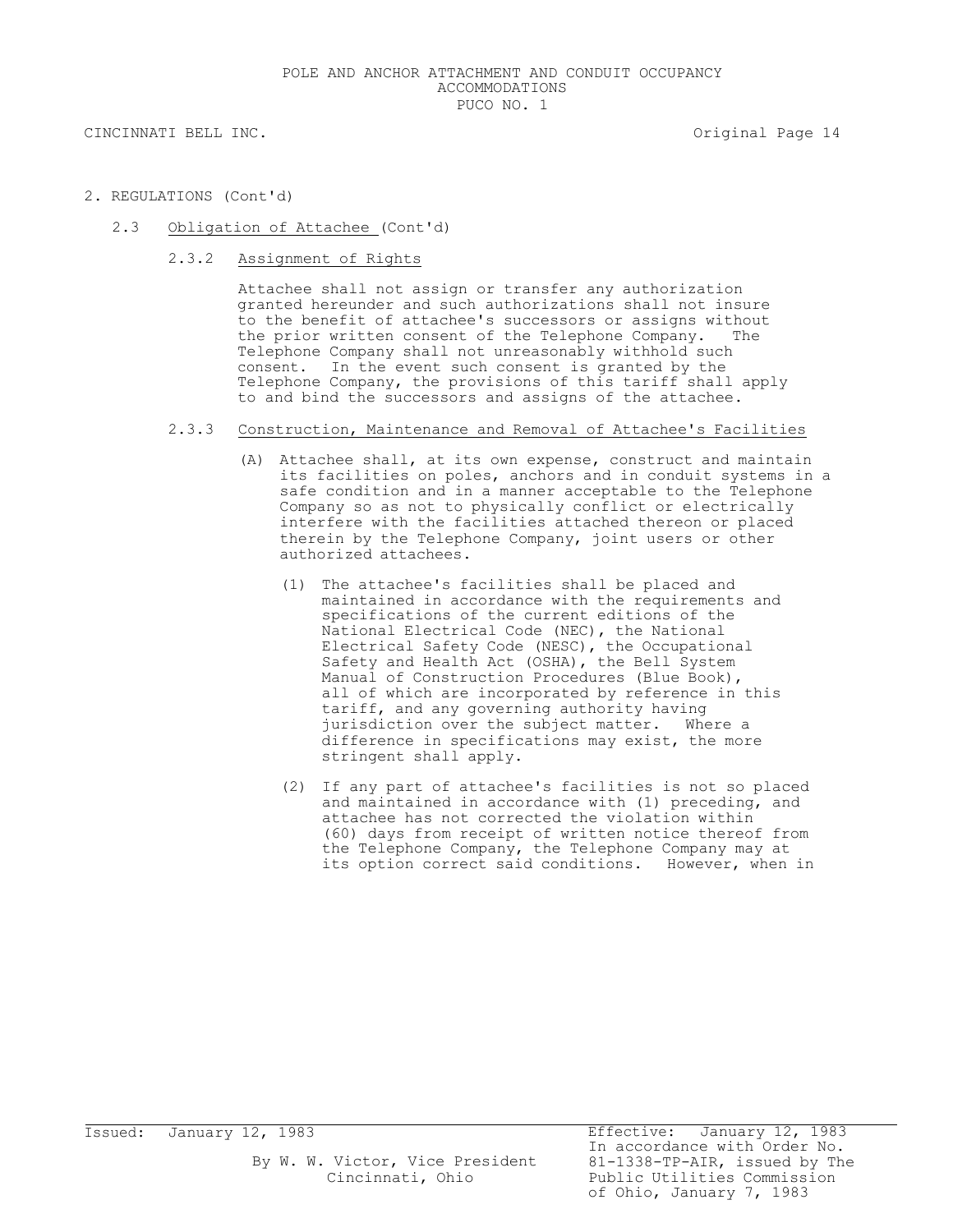## 2. REGULATIONS (Cont'd)

### 2.3 Obligation of Attachee (Cont'd)

#### 2.3.2 Assignment of Rights

Attachee shall not assign or transfer any authorization granted hereunder and such authorizations shall not insure to the benefit of attachee's successors or assigns without the prior written consent of the Telephone Company. The Telephone Company shall not unreasonably withhold such consent. In the event such consent is granted by the Telephone Company, the provisions of this tariff shall apply to and bind the successors and assigns of the attachee.

#### 2.3.3 Construction, Maintenance and Removal of Attachee's Facilities

(A) Attachee shall, at its own expense, construct and maintain its facilities on poles, anchors and in conduit systems in a safe condition and in a manner acceptable to the Telephone Company so as not to physically conflict or electrically interfere with the facilities attached thereon or placed therein by the Telephone Company, joint users or other authorized attachees.

(1) The attachee's facilities shall be placed and maintained in accordance with the requirements and specifications of the current editions of the National Electrical Code (NEC), the National Electrical Safety Code (NESC), the Occupational Safety and Health Act (OSHA), the Bell System Manual of Construction Procedures (Blue Book), all of which are incorporated by reference in this tariff, and any governing authority having jurisdiction over the subject matter. Where a difference in specifications may exist, the more stringent shall apply.

(2) If any part of attachee's facilities is not so placed and maintained in accordance with (1) preceding, and attachee has not corrected the violation within (60) days from receipt of written notice thereof from the Telephone Company, the Telephone Company may at its option correct said conditions. However, when in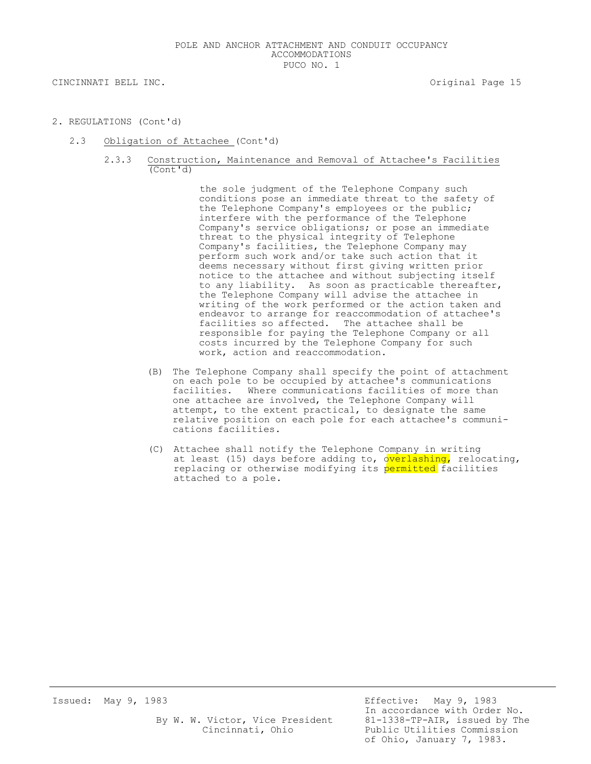2. REGULATIONS (Cont'd)

2.3 Obligation of Attachee (Cont'd)

2.3.3 Construction, Maintenance and Removal of Attachee's Facilities (Cont'd)

the sole judgment of the Telephone Company such conditions pose an immediate threat to the safety of the Telephone Company's employees or the public; interfere with the performance of the Telephone Company's service obligations; or pose an immediate threat to the physical integrity of Telephone Company's facilities, the Telephone Company may perform such work and/or take such action that it deems necessary without first giving written prior notice to the attachee and without subjecting itself to any liability. As soon as practicable thereafter, the Telephone Company will advise the attachee in writing of the work performed or the action taken and endeavor to arrange for reaccommodation of attachee's facilities so affected. The attachee shall be responsible for paying the Telephone Company or all costs incurred by the Telephone Company for such work, action and reaccommodation.

(B) The Telephone Company shall specify the point of attachment on each pole to be occupied by attachee's communications facilities. Where communications facilities of more than one attachee are involved, the Telephone Company will attempt, to the extent practical, to designate the same relative position on each pole for each attachee's communications facilities.

(C) Attachee shall notify the Telephone Company in writing at least (15) days before adding to, overlashing, relocating, replacing or otherwise modifying its permitted facilities attached to a pole.

Issued: May 9, 1983

By W. W. Victor, Vice President
Cincinnati, Ohio

Effective: May 9, 1983
In accordance with Order No. 81-1338-TP-AIR, issued by The Public Utilities Commission of Ohio, January 7, 1983.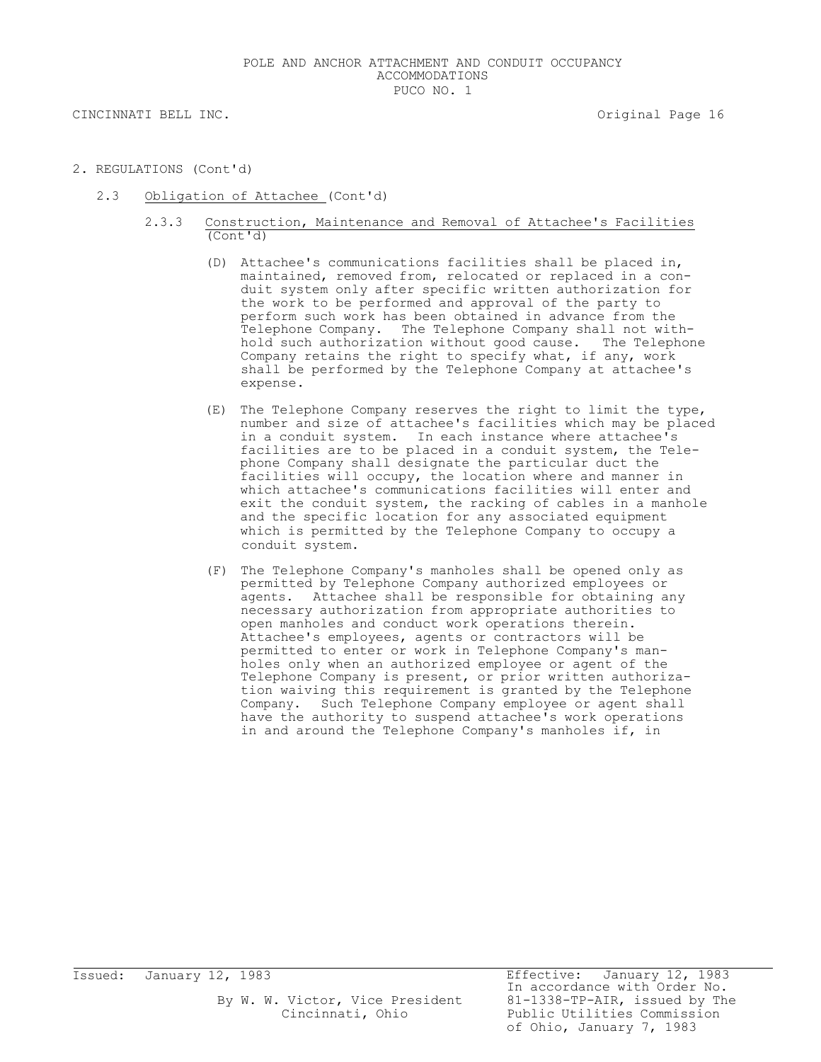2. REGULATIONS (Cont'd)

2.3 Obligation of Attachee (Cont'd)

2.3.3 Construction, Maintenance and Removal of Attachee's Facilities (Cont'd)

(D) Attachee's communications facilities shall be placed in, maintained, removed from, relocated or replaced in a conduit system only after specific written authorization for the work to be performed and approval of the party to perform such work has been obtained in advance from the Telephone Company. The Telephone Company shall not withhold such authorization without good cause. The Telephone Company retains the right to specify what, if any, work shall be performed by the Telephone Company at attachee's expense.

(E) The Telephone Company reserves the right to limit the type, number and size of attachee's facilities which may be placed in a conduit system. In each instance where attachee's facilities are to be placed in a conduit system, the Telephone Company shall designate the particular duct the facilities will occupy, the location where and manner in which attachee's communications facilities will enter and exit the conduit system, the racking of cables in a manhole and the specific location for any associated equipment which is permitted by the Telephone Company to occupy a conduit system.

(F) The Telephone Company's manholes shall be opened only as permitted by Telephone Company authorized employees or agents. Attachee shall be responsible for obtaining any necessary authorization from appropriate authorities to open manholes and conduct work operations therein. Attachee's employees, agents or contractors will be permitted to enter or work in Telephone Company's manholes only when an authorized employee or agent of the Telephone Company is present, or prior written authorization waiving this requirement is granted by the Telephone Company. Such Telephone Company employee or agent shall have the authority to suspend attachee's work operations in and around the Telephone Company's manholes if, in

Issued: January 12, 1983

By W. W. Victor, Vice President
Cincinnati, Ohio

Effective: January 12, 1983
In accordance with Order No. 81-1338-TP-AIR, issued by The Public Utilities Commission of Ohio, January 7, 1983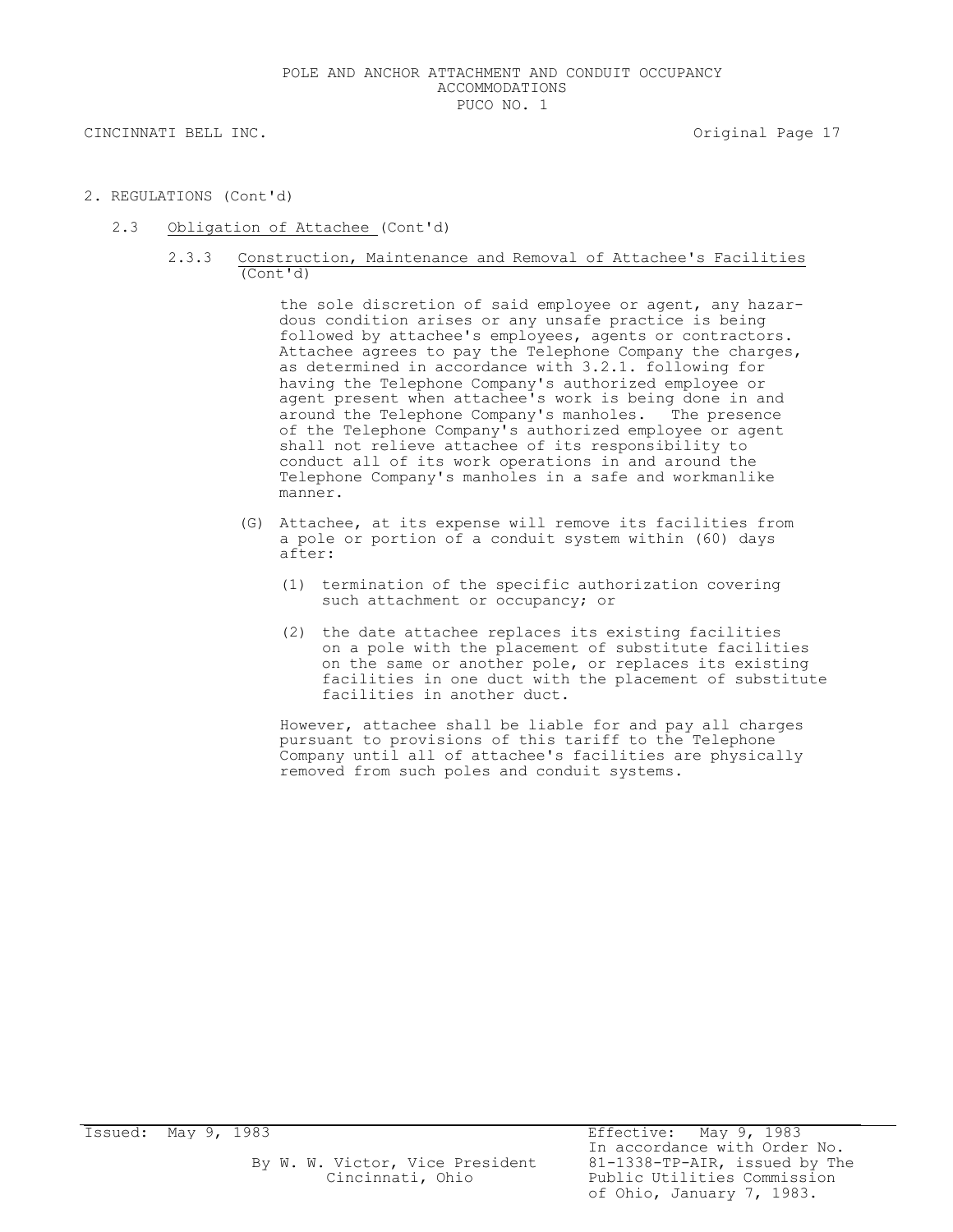2. REGULATIONS (Cont'd)

2.3 Obligation of Attachee (Cont'd)

2.3.3 Construction, Maintenance and Removal of Attachee's Facilities (Cont'd)

the sole discretion of said employee or agent, any hazardous condition arises or any unsafe practice is being followed by attachee's employees, agents or contractors. Attachee agrees to pay the Telephone Company the charges, as determined in accordance with 3.2.1. following for having the Telephone Company's authorized employee or agent present when attachee's work is being done in and around the Telephone Company's manholes. The presence of the Telephone Company's authorized employee or agent shall not relieve attachee of its responsibility to conduct all of its work operations in and around the Telephone Company's manholes in a safe and workmanlike manner.

(G) Attachee, at its expense will remove its facilities from a pole or portion of a conduit system within (60) days after:

(1) termination of the specific authorization covering such attachment or occupancy; or

(2) the date attachee replaces its existing facilities on a pole with the placement of substitute facilities on the same or another pole, or replaces its existing facilities in one duct with the placement of substitute facilities in another duct.

However, attachee shall be liable for and pay all charges pursuant to provisions of this tariff to the Telephone Company until all of attachee's facilities are physically removed from such poles and conduit systems.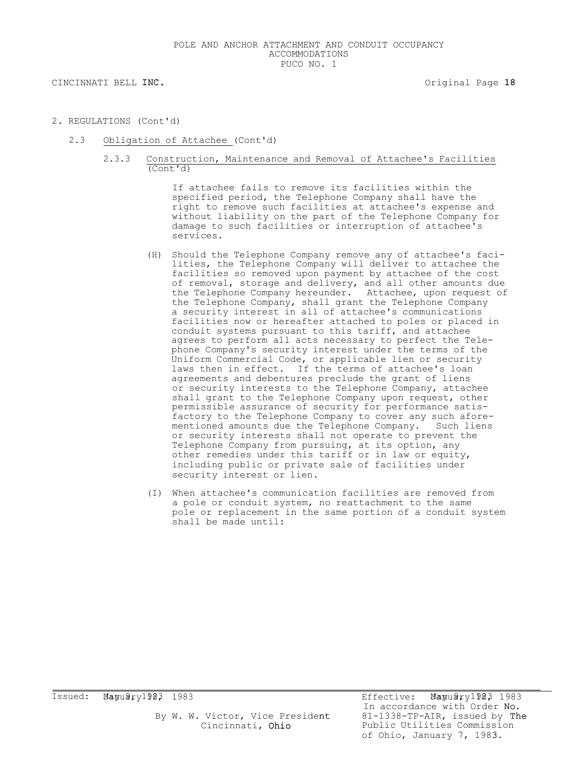POLE AND ANCHOR ATTACHMENT AND CONDUIT OCCUPANCY ACCOMMODATIONS
PUCO NO. 1

CINCINNATI BELL INC. Original Page 18

2. REGULATIONS (Cont'd)

2.3 Obligation of Attachee (Cont'd)

2.3.3 Construction, Maintenance and Removal of Attachee's Facilities (Cont'd)

If attachee fails to remove its facilities within the specified period, the Telephone Company shall have the right to remove such facilities at attachee's expense and without liability on the part of the Telephone Company for damage to such facilities or interruption of attachee's services.

(H) Should the Telephone Company remove any of attachee's facilities, the Telephone Company will deliver to attachee the facilities so removed upon payment by attachee of the cost of removal, storage and delivery, and all other amounts due the Telephone Company hereunder. Attachee, upon request of the Telephone Company, shall grant the Telephone Company a security interest in all of attachee's communications facilities now or hereafter attached to poles or placed in conduit systems pursuant to this tariff, and attachee agrees to perform all acts necessary to perfect the Telephone Company's security interest under the terms of the Uniform Commercial Code, or applicable lien or security laws then in effect. If the terms of attachee's loan agreements and debentures preclude the grant of liens or security interests to the Telephone Company, attachee shall grant to the Telephone Company upon request, other permissible assurance of security for performance satisfactory to the Telephone Company to cover any such aforementioned amounts due the Telephone Company. Such liens or security interests shall not operate to prevent the Telephone Company from pursuing, at its option, any other remedies under this tariff or in law or equity, including public or private sale of facilities under security interest or lien.

(I) When attachee's communication facilities are removed from a pole or conduit system, no reattachment to the same pole or replacement in the same portion of a conduit system shall be made until:

Issued: January 9, 1983

By W. W. Victor, Vice President
Cincinnati, Ohio

Effective: January 9, 1983
In accordance with Order No. 81-1338-TP-AIR, issued by The Public Utilities Commission of Ohio, January 7, 1983.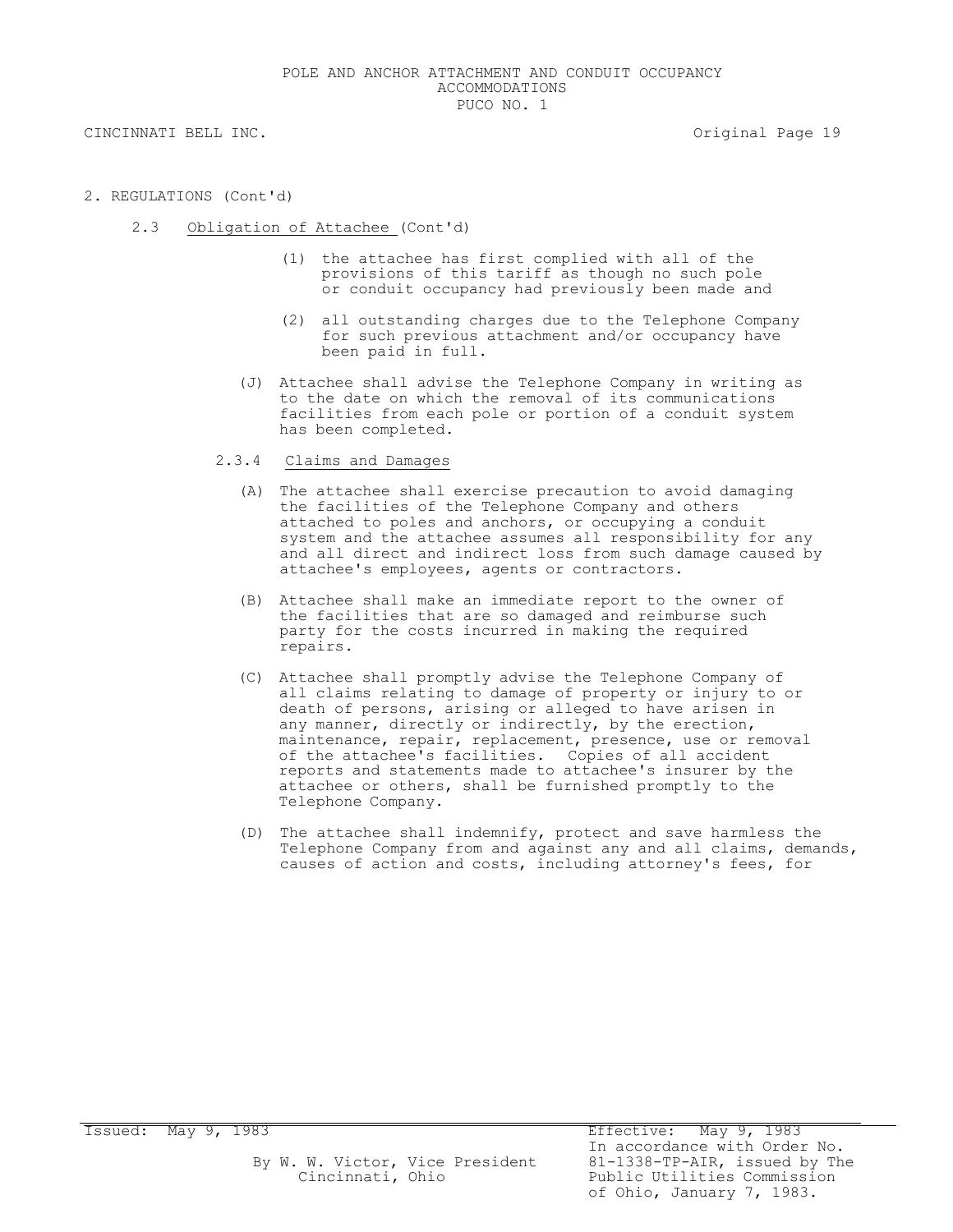2. REGULATIONS (Cont'd)

2.3 Obligation of Attachee (Cont'd)

(1) the attachee has first complied with all of the provisions of this tariff as though no such pole or conduit occupancy had previously been made and

(2) all outstanding charges due to the Telephone Company for such previous attachment and/or occupancy have been paid in full.

(J) Attachee shall advise the Telephone Company in writing as to the date on which the removal of its communications facilities from each pole or portion of a conduit system has been completed.

2.3.4 Claims and Damages

(A) The attachee shall exercise precaution to avoid damaging the facilities of the Telephone Company and others attached to poles and anchors, or occupying a conduit system and the attachee assumes all responsibility for any and all direct and indirect loss from such damage caused by attachee's employees, agents or contractors.

(B) Attachee shall make an immediate report to the owner of the facilities that are so damaged and reimburse such party for the costs incurred in making the required repairs.

(C) Attachee shall promptly advise the Telephone Company of all claims relating to damage of property or injury to or death of persons, arising or alleged to have arisen in any manner, directly or indirectly, by the erection, maintenance, repair, replacement, presence, use or removal of the attachee's facilities. Copies of all accident reports and statements made to attachee's insurer by the attachee or others, shall be furnished promptly to the Telephone Company.

(D) The attachee shall indemnify, protect and save harmless the Telephone Company from and against any and all claims, demands, causes of action and costs, including attorney's fees, for

Issued: May 9, 1983

By W. W. Victor, Vice President
Cincinnati, Ohio

Effective: May 9, 1983
In accordance with Order No. 81-1338-TP-AIR, issued by The Public Utilities Commission of Ohio, January 7, 1983.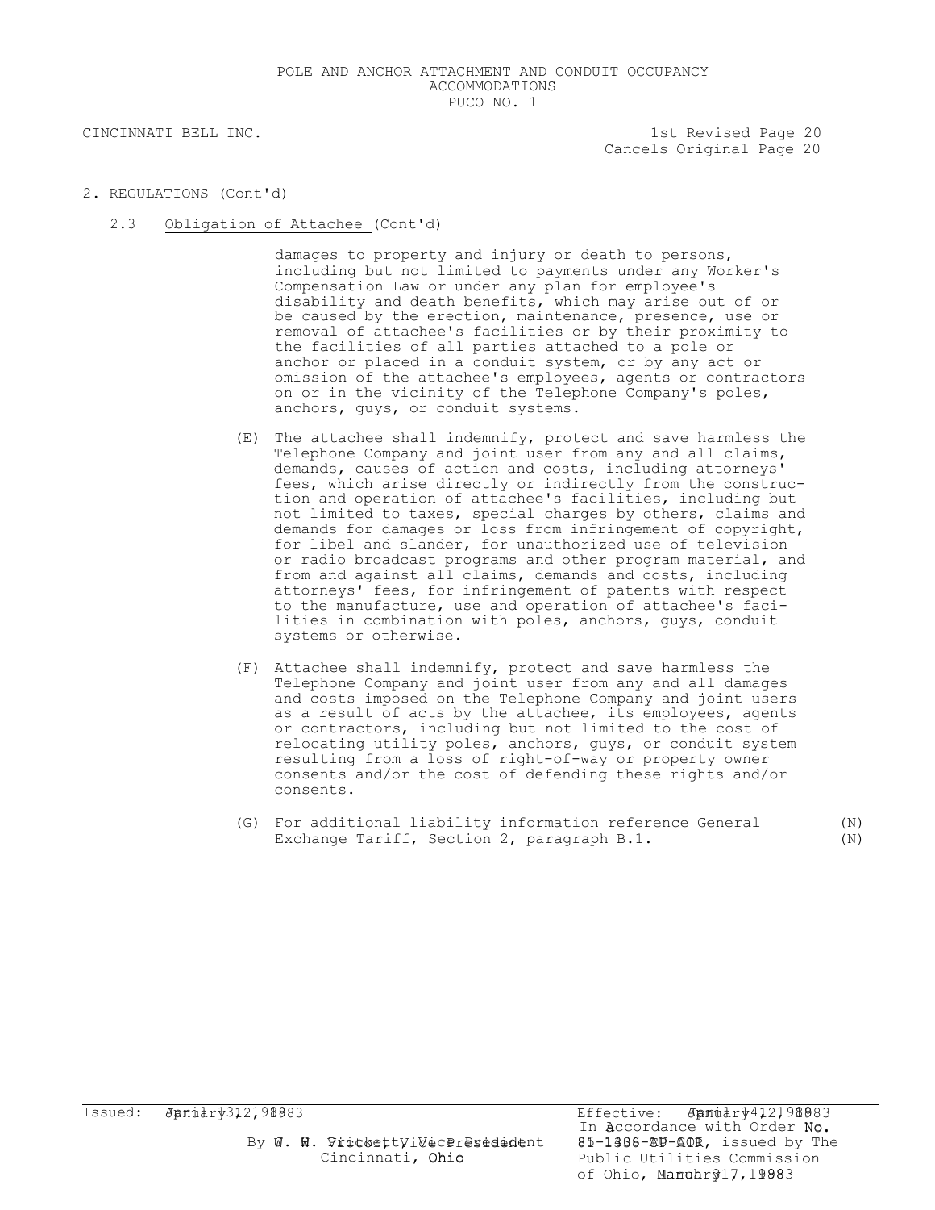POLE AND ANCHOR ATTACHMENT AND CONDUIT OCCUPANCY ACCOMMODATIONS
PUCO NO. 1

CINCINNATI BELL INC.

1st Revised Page 20
Cancels Original Page 20

2. REGULATIONS (Cont'd)

2.3 Obligation of Attachee (Cont'd)

damages to property and injury or death to persons, including but not limited to payments under any Worker's Compensation Law or under any plan for employee's disability and death benefits, which may arise out of or be caused by the erection, maintenance, presence, use or removal of attachee's facilities or by their proximity to the facilities of all parties attached to a pole or anchor or placed in a conduit system, or by any act or omission of the attachee's employees, agents or contractors on or in the vicinity of the Telephone Company's poles, anchors, guys, or conduit systems.

(E) The attachee shall indemnify, protect and save harmless the Telephone Company and joint user from any and all claims, demands, causes of action and costs, including attorneys' fees, which arise directly or indirectly from the construction and operation of attachee's facilities, including but not limited to taxes, special charges by others, claims and demands for damages or loss from infringement of copyright, for libel and slander, for unauthorized use of television or radio broadcast programs and other program material, and from and against all claims, demands and costs, including attorneys' fees, for infringement of patents with respect to the manufacture, use and operation of attachee's facilities in combination with poles, anchors, guys, conduit systems or otherwise.

(F) Attachee shall indemnify, protect and save harmless the Telephone Company and joint user from any and all damages and costs imposed on the Telephone Company and joint users as a result of acts by the attachee, its employees, agents or contractors, including but not limited to the cost of relocating utility poles, anchors, guys, or conduit system resulting from a loss of right-of-way or property owner consents and/or the cost of defending these rights and/or consents.

(G) For additional liability information reference General Exchange Tariff, Section 2, paragraph B.1. (N)

Issued: January 31, 1983

By W. H. Pritchett, Vice President
Cincinnati, Ohio

Effective: January 31, 1983
In Accordance with Order No. 85-1406-TP-AIR, issued by The Public Utilities Commission of Ohio, January 27, 1983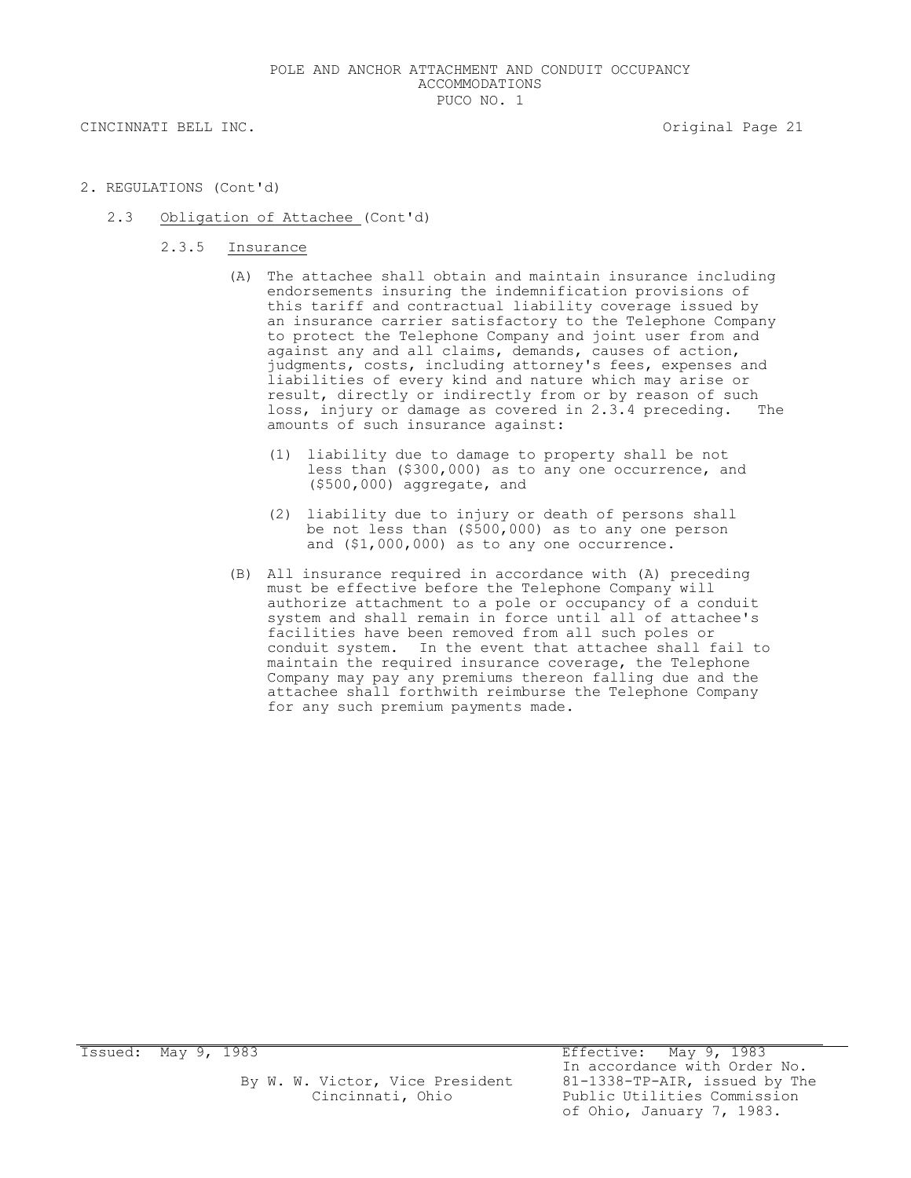2. REGULATIONS (Cont'd)

2.3 Obligation of Attachee (Cont'd)

2.3.5 Insurance

(A) The attachee shall obtain and maintain insurance including endorsements insuring the indemnification provisions of this tariff and contractual liability coverage issued by an insurance carrier satisfactory to the Telephone Company to protect the Telephone Company and joint user from and against any and all claims, demands, causes of action, judgments, costs, including attorney's fees, expenses and liabilities of every kind and nature which may arise or result, directly or indirectly from or by reason of such loss, injury or damage as covered in 2.3.4 preceding. The amounts of such insurance against:

(1) liability due to damage to property shall be not less than ($300,000) as to any one occurrence, and ($500,000) aggregate, and

(2) liability due to injury or death of persons shall be not less than ($500,000) as to any one person and ($1,000,000) as to any one occurrence.

(B) All insurance required in accordance with (A) preceding must be effective before the Telephone Company will authorize attachment to a pole or occupancy of a conduit system and shall remain in force until all of attachee's facilities have been removed from all such poles or conduit system. In the event that attachee shall fail to maintain the required insurance coverage, the Telephone Company may pay any premiums thereon falling due and the attachee shall forthwith reimburse the Telephone Company for any such premium payments made.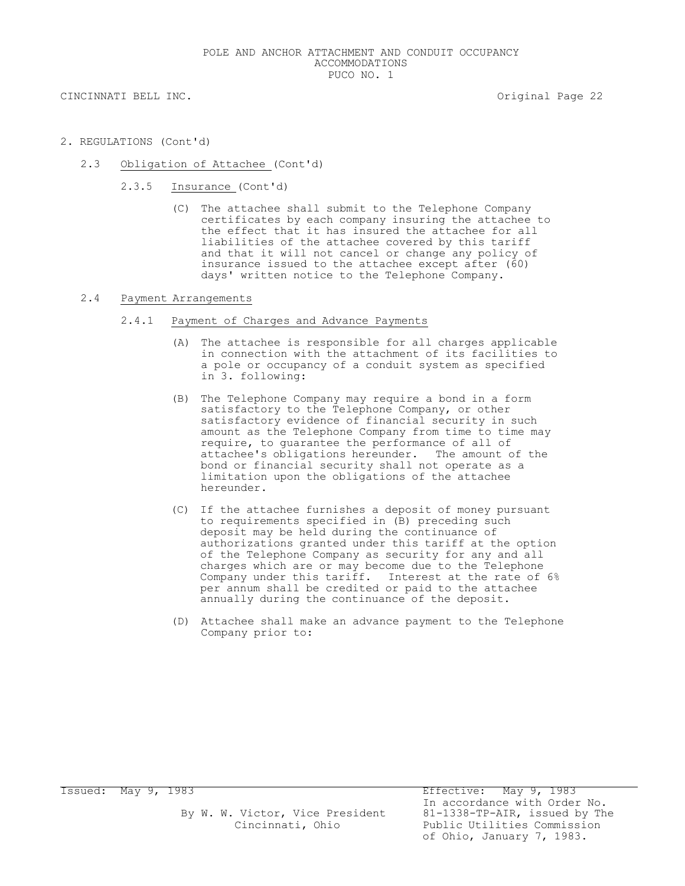## 2. REGULATIONS (Cont'd)

### 2.3 Obligation of Attachee (Cont'd)

#### 2.3.5 Insurance (Cont'd)

(C) The attachee shall submit to the Telephone Company certificates by each company insuring the attachee to the effect that it has insured the attachee for all liabilities of the attachee covered by this tariff and that it will not cancel or change any policy of insurance issued to the attachee except after (60) days' written notice to the Telephone Company.

### 2.4 Payment Arrangements

#### 2.4.1 Payment of Charges and Advance Payments

(A) The attachee is responsible for all charges applicable in connection with the attachment of its facilities to a pole or occupancy of a conduit system as specified in 3. following:

(B) The Telephone Company may require a bond in a form satisfactory to the Telephone Company, or other satisfactory evidence of financial security in such amount as the Telephone Company from time to time may require, to guarantee the performance of all of attachee's obligations hereunder. The amount of the bond or financial security shall not operate as a limitation upon the obligations of the attachee hereunder.

(C) If the attachee furnishes a deposit of money pursuant to requirements specified in (B) preceding such deposit may be held during the continuance of authorizations granted under this tariff at the option of the Telephone Company as security for any and all charges which are or may become due to the Telephone Company under this tariff. Interest at the rate of 6% per annum shall be credited or paid to the attachee annually during the continuance of the deposit.

(D) Attachee shall make an advance payment to the Telephone Company prior to: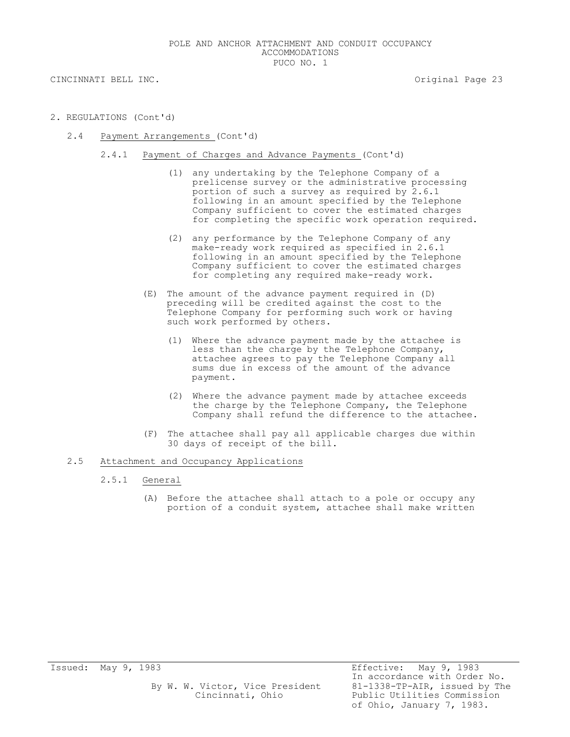2. REGULATIONS (Cont'd)

2.4 Payment Arrangements (Cont'd)

2.4.1 Payment of Charges and Advance Payments (Cont'd)

(1) any undertaking by the Telephone Company of a prelicense survey or the administrative processing portion of such a survey as required by 2.6.1 following in an amount specified by the Telephone Company sufficient to cover the estimated charges for completing the specific work operation required.

(2) any performance by the Telephone Company of any make-ready work required as specified in 2.6.1 following in an amount specified by the Telephone Company sufficient to cover the estimated charges for completing any required make-ready work.

(E) The amount of the advance payment required in (D) preceding will be credited against the cost to the Telephone Company for performing such work or having such work performed by others.

(1) Where the advance payment made by the attachee is less than the charge by the Telephone Company, attachee agrees to pay the Telephone Company all sums due in excess of the amount of the advance payment.

(2) Where the advance payment made by attachee exceeds the charge by the Telephone Company, the Telephone Company shall refund the difference to the attachee.

(F) The attachee shall pay all applicable charges due within 30 days of receipt of the bill.

2.5 Attachment and Occupancy Applications

2.5.1 General

(A) Before the attachee shall attach to a pole or occupy any portion of a conduit system, attachee shall make written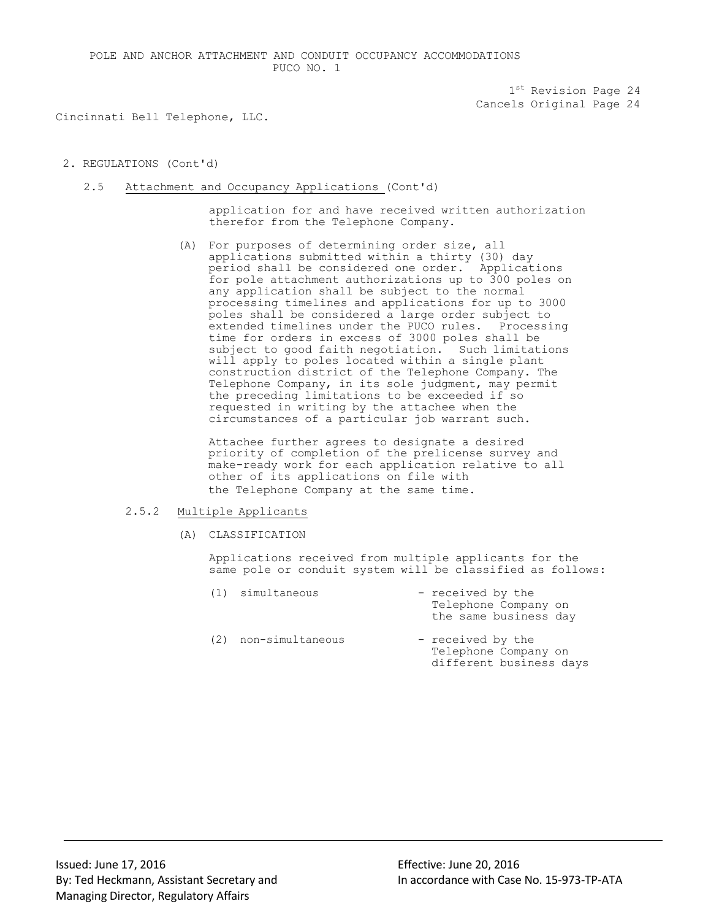2. REGULATIONS (Cont'd)

2.5 Attachment and Occupancy Applications (Cont'd)

application for and have received written authorization therefor from the Telephone Company.

(A) For purposes of determining order size, all applications submitted within a thirty (30) day period shall be considered one order. Applications for pole attachment authorizations up to 300 poles on any application shall be subject to the normal processing timelines and applications for up to 3000 poles shall be considered a large order subject to extended timelines under the PUCO rules. Processing time for orders in excess of 3000 poles shall be subject to good faith negotiation. Such limitations will apply to poles located within a single plant construction district of the Telephone Company. The Telephone Company, in its sole judgment, may permit the preceding limitations to be exceeded if so requested in writing by the attachee when the circumstances of a particular job warrant such.

Attachee further agrees to designate a desired priority of completion of the prelicense survey and make-ready work for each application relative to all other of its applications on file with the Telephone Company at the same time.

2.5.2 Multiple Applicants

(A) CLASSIFICATION

Applications received from multiple applicants for the same pole or conduit system will be classified as follows:

(1) simultaneous - received by the Telephone Company on the same business day

(2) non-simultaneous - received by the Telephone Company on different business days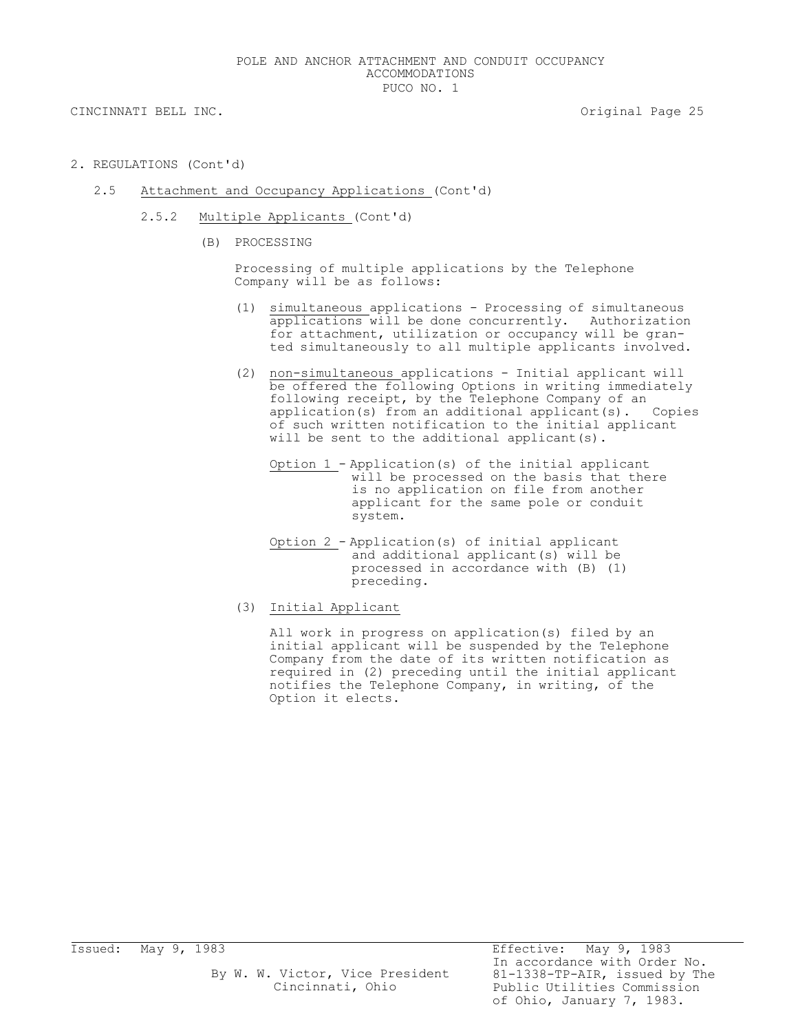2. REGULATIONS (Cont'd)

2.5 Attachment and Occupancy Applications (Cont'd)

2.5.2 Multiple Applicants (Cont'd)

(B) PROCESSING

Processing of multiple applications by the Telephone Company will be as follows:

(1) simultaneous applications - Processing of simultaneous applications will be done concurrently. Authorization for attachment, utilization or occupancy will be granted simultaneously to all multiple applicants involved.

(2) non-simultaneous applications - Initial applicant will be offered the following Options in writing immediately following receipt, by the Telephone Company of an application(s) from an additional applicant(s). Copies of such written notification to the initial applicant will be sent to the additional applicant(s).

Option 1 - Application(s) of the initial applicant will be processed on the basis that there is no application on file from another applicant for the same pole or conduit system.

Option 2 - Application(s) of initial applicant and additional applicant(s) will be processed in accordance with (B) (1) preceding.

(3) Initial Applicant

All work in progress on application(s) filed by an initial applicant will be suspended by the Telephone Company from the date of its written notification as required in (2) preceding until the initial applicant notifies the Telephone Company, in writing, of the Option it elects.

Issued: May 9, 1983

By W. W. Victor, Vice President
Cincinnati, Ohio

Effective: May 9, 1983
In accordance with Order No. 81-1338-TP-AIR, issued by The Public Utilities Commission of Ohio, January 7, 1983.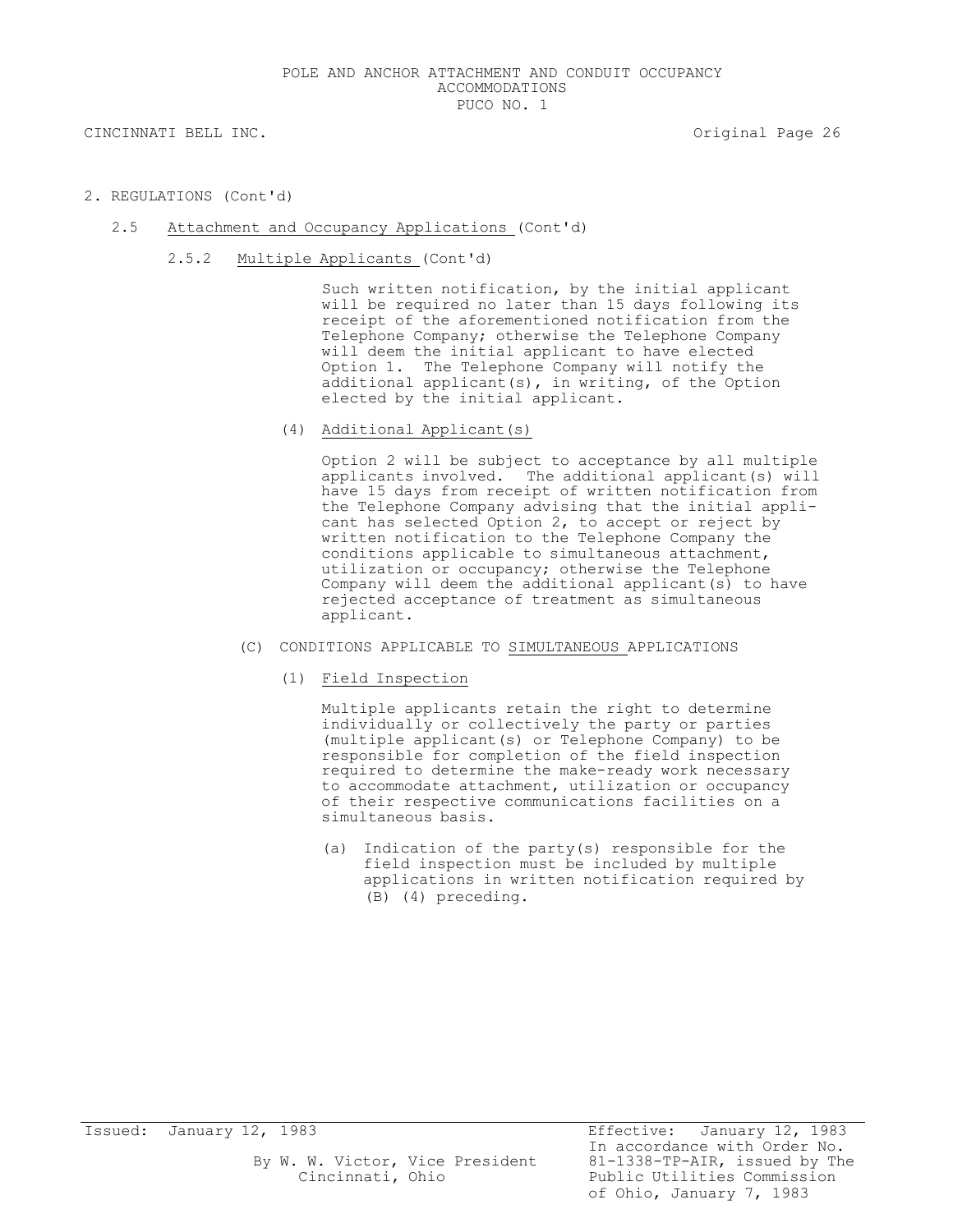## 2. REGULATIONS (Cont'd)

### 2.5 Attachment and Occupancy Applications (Cont'd)

#### 2.5.2 Multiple Applicants (Cont'd)

Such written notification, by the initial applicant will be required no later than 15 days following its receipt of the aforementioned notification from the Telephone Company; otherwise the Telephone Company will deem the initial applicant to have elected Option 1. The Telephone Company will notify the additional applicant(s), in writing, of the Option elected by the initial applicant.

(4) Additional Applicant(s)

Option 2 will be subject to acceptance by all multiple applicants involved. The additional applicant(s) will have 15 days from receipt of written notification from the Telephone Company advising that the initial applicant has selected Option 2, to accept or reject by written notification to the Telephone Company the conditions applicable to simultaneous attachment, utilization or occupancy; otherwise the Telephone Company will deem the additional applicant(s) to have rejected acceptance of treatment as simultaneous applicant.

(C) CONDITIONS APPLICABLE TO SIMULTANEOUS APPLICATIONS

(1) Field Inspection

Multiple applicants retain the right to determine individually or collectively the party or parties (multiple applicant(s) or Telephone Company) to be responsible for completion of the field inspection required to determine the make-ready work necessary to accommodate attachment, utilization or occupancy of their respective communications facilities on a simultaneous basis.

(a) Indication of the party(s) responsible for the field inspection must be included by multiple applications in written notification required by (B) (4) preceding.

Issued: January 12, 1983

By W. W. Victor, Vice President
Cincinnati, Ohio

Effective: January 12, 1983
In accordance with Order No. 81-1338-TP-AIR, issued by The Public Utilities Commission of Ohio, January 7, 1983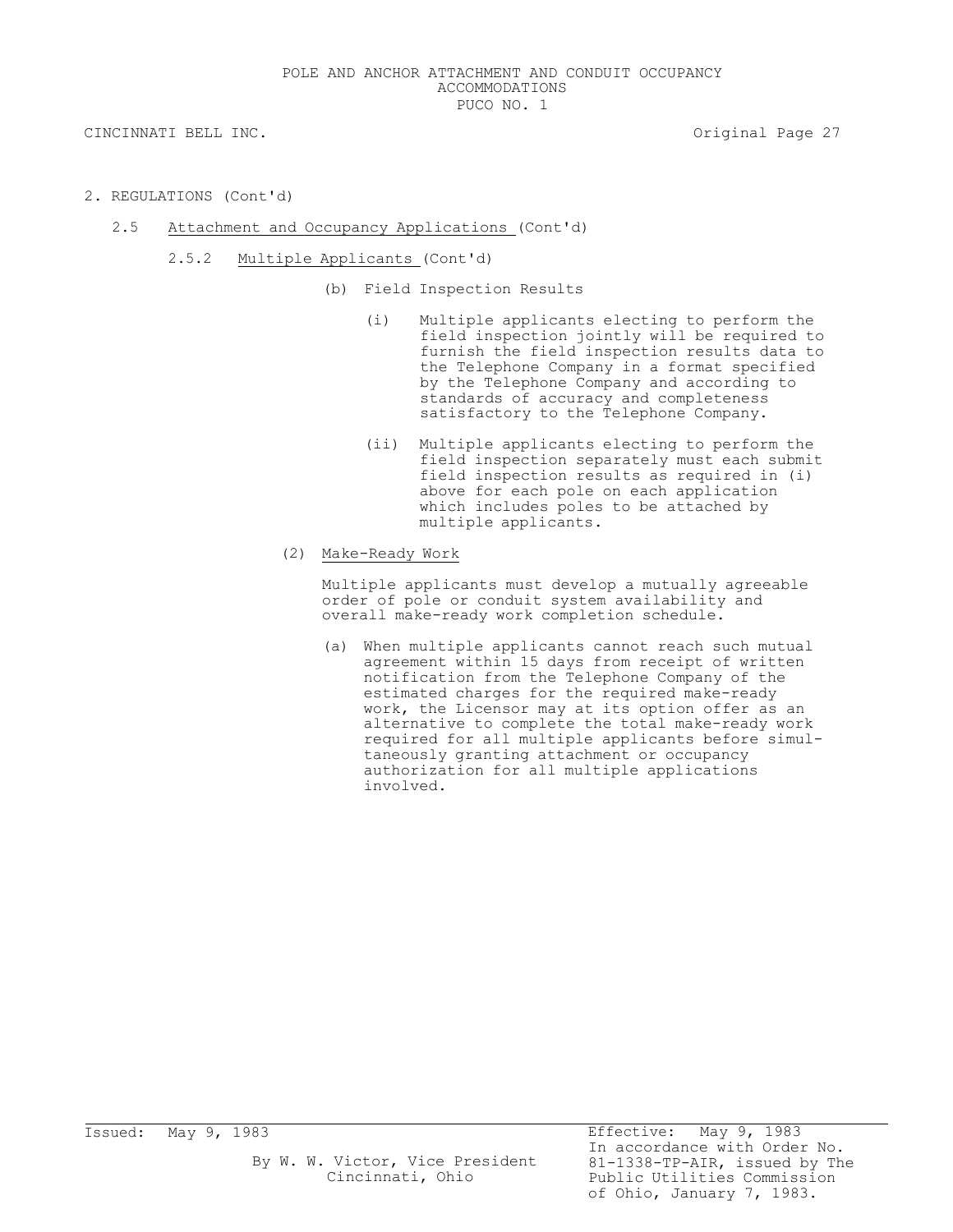2. REGULATIONS (Cont'd)

2.5 Attachment and Occupancy Applications (Cont'd)

2.5.2 Multiple Applicants (Cont'd)

(b) Field Inspection Results

(i) Multiple applicants electing to perform the field inspection jointly will be required to furnish the field inspection results data to the Telephone Company in a format specified by the Telephone Company and according to standards of accuracy and completeness satisfactory to the Telephone Company.

(ii) Multiple applicants electing to perform the field inspection separately must each submit field inspection results as required in (i) above for each pole on each application which includes poles to be attached by multiple applicants.

(2) Make-Ready Work

Multiple applicants must develop a mutually agreeable order of pole or conduit system availability and overall make-ready work completion schedule.

(a) When multiple applicants cannot reach such mutual agreement within 15 days from receipt of written notification from the Telephone Company of the estimated charges for the required make-ready work, the Licensor may at its option offer as an alternative to complete the total make-ready work required for all multiple applicants before simultaneously granting attachment or occupancy authorization for all multiple applications involved.

Issued: May 9, 1983

By W. W. Victor, Vice President
Cincinnati, Ohio

Effective: May 9, 1983
In accordance with Order No. 81-1338-TP-AIR, issued by The Public Utilities Commission of Ohio, January 7, 1983.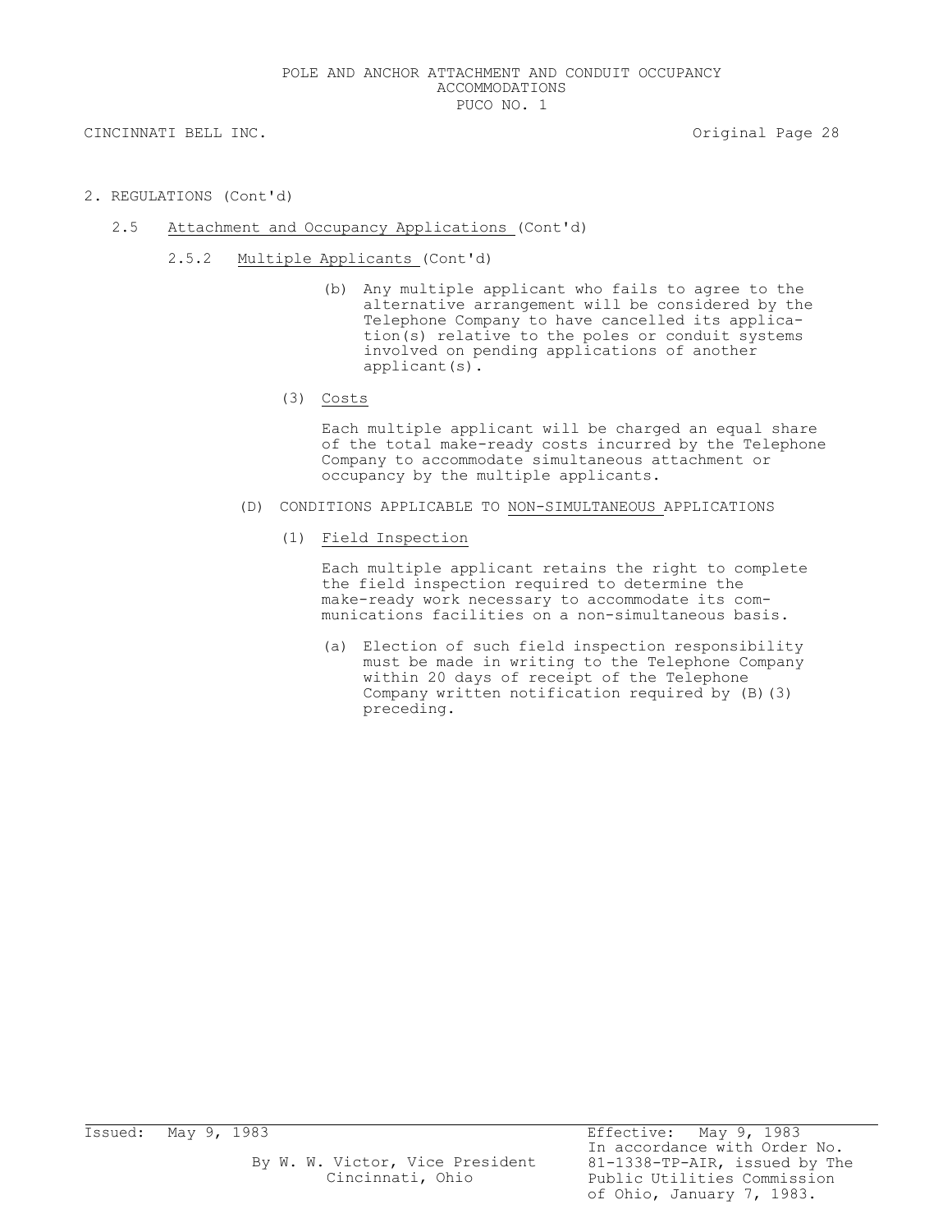2. REGULATIONS (Cont'd)

2.5 Attachment and Occupancy Applications (Cont'd)

2.5.2 Multiple Applicants (Cont'd)

(b) Any multiple applicant who fails to agree to the alternative arrangement will be considered by the Telephone Company to have cancelled its application(s) relative to the poles or conduit systems involved on pending applications of another applicant(s).

(3) Costs

Each multiple applicant will be charged an equal share of the total make-ready costs incurred by the Telephone Company to accommodate simultaneous attachment or occupancy by the multiple applicants.

(D) CONDITIONS APPLICABLE TO NON-SIMULTANEOUS APPLICATIONS

(1) Field Inspection

Each multiple applicant retains the right to complete the field inspection required to determine the make-ready work necessary to accommodate its communications facilities on a non-simultaneous basis.

(a) Election of such field inspection responsibility must be made in writing to the Telephone Company within 20 days of receipt of the Telephone Company written notification required by (B)(3) preceding.

Issued: May 9, 1983

By W. W. Victor, Vice President
Cincinnati, Ohio

Effective: May 9, 1983
In accordance with Order No. 81-1338-TP-AIR, issued by The Public Utilities Commission of Ohio, January 7, 1983.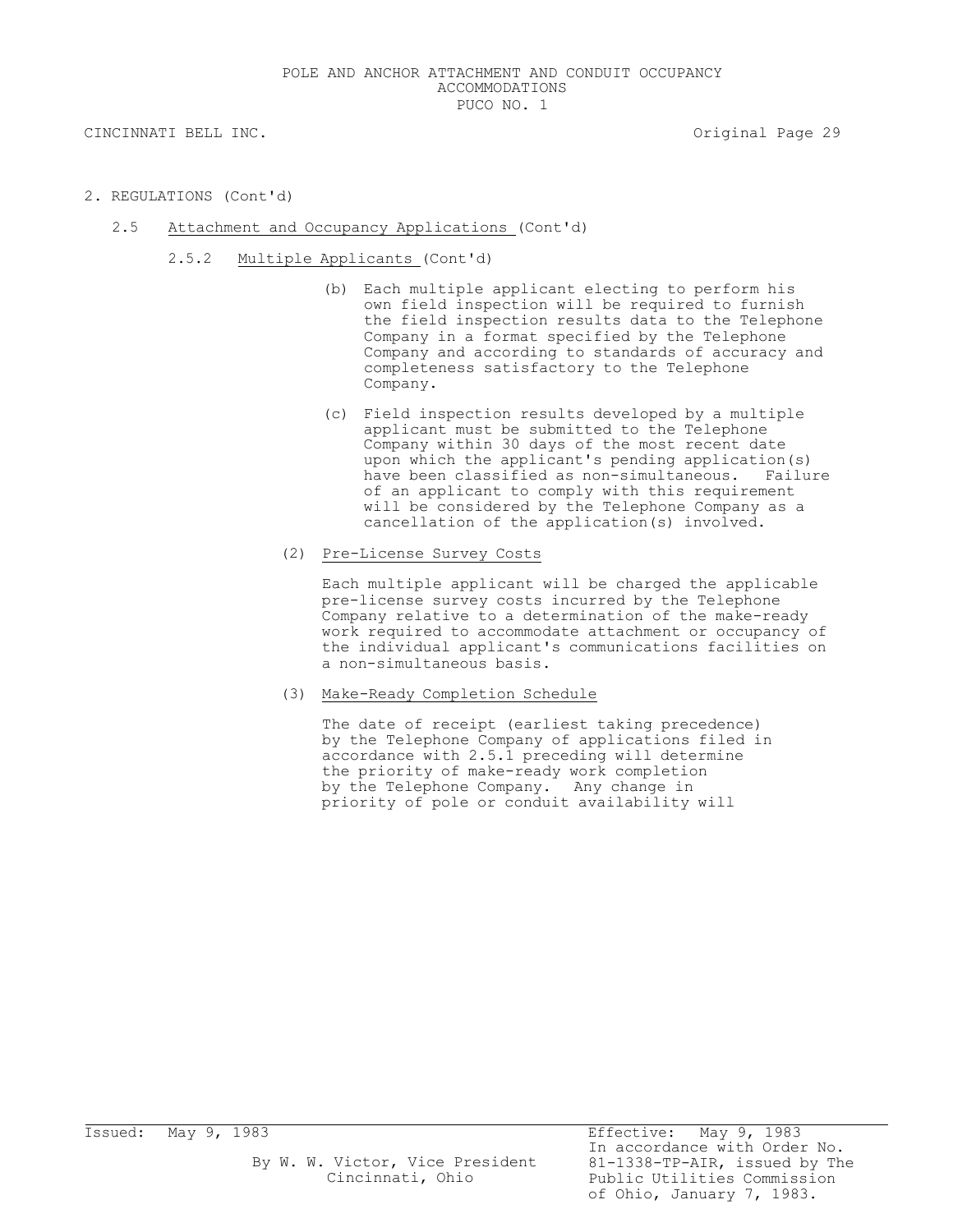2. REGULATIONS (Cont'd)

2.5 Attachment and Occupancy Applications (Cont'd)

2.5.2 Multiple Applicants (Cont'd)

(b) Each multiple applicant electing to perform his own field inspection will be required to furnish the field inspection results data to the Telephone Company in a format specified by the Telephone Company and according to standards of accuracy and completeness satisfactory to the Telephone Company.

(c) Field inspection results developed by a multiple applicant must be submitted to the Telephone Company within 30 days of the most recent date upon which the applicant's pending application(s) have been classified as non-simultaneous. Failure of an applicant to comply with this requirement will be considered by the Telephone Company as a cancellation of the application(s) involved.

(2) Pre-License Survey Costs

Each multiple applicant will be charged the applicable pre-license survey costs incurred by the Telephone Company relative to a determination of the make-ready work required to accommodate attachment or occupancy of the individual applicant's communications facilities on a non-simultaneous basis.

(3) Make-Ready Completion Schedule

The date of receipt (earliest taking precedence) by the Telephone Company of applications filed in accordance with 2.5.1 preceding will determine the priority of make-ready work completion by the Telephone Company. Any change in priority of pole or conduit availability will

Issued: May 9, 1983

By W. W. Victor, Vice President
Cincinnati, Ohio

Effective: May 9, 1983
In accordance with Order No. 81-1338-TP-AIR, issued by The Public Utilities Commission of Ohio, January 7, 1983.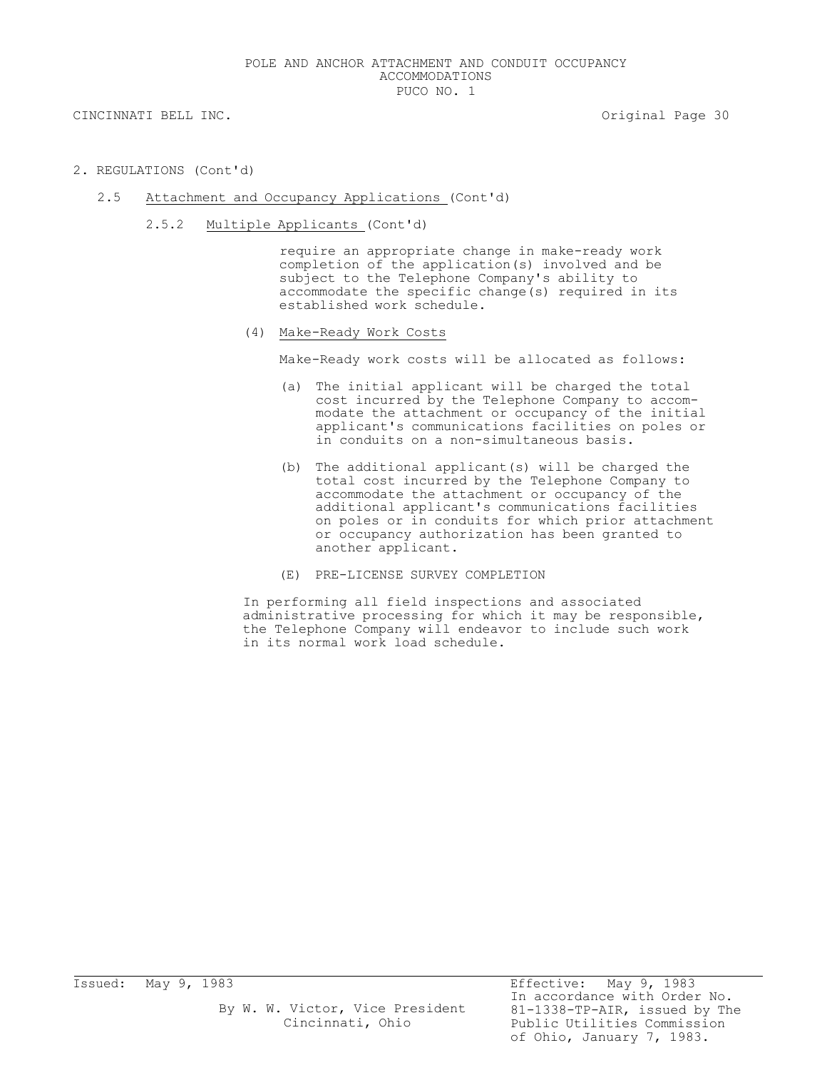## 2. REGULATIONS (Cont'd)

### 2.5 Attachment and Occupancy Applications (Cont'd)

#### 2.5.2 Multiple Applicants (Cont'd)

require an appropriate change in make-ready work completion of the application(s) involved and be subject to the Telephone Company's ability to accommodate the specific change(s) required in its established work schedule.

(4) Make-Ready Work Costs

Make-Ready work costs will be allocated as follows:

(a) The initial applicant will be charged the total cost incurred by the Telephone Company to accommodate the attachment or occupancy of the initial applicant's communications facilities on poles or in conduits on a non-simultaneous basis.

(b) The additional applicant(s) will be charged the total cost incurred by the Telephone Company to accommodate the attachment or occupancy of the additional applicant's communications facilities on poles or in conduits for which prior attachment or occupancy authorization has been granted to another applicant.

(E) PRE-LICENSE SURVEY COMPLETION

In performing all field inspections and associated administrative processing for which it may be responsible, the Telephone Company will endeavor to include such work in its normal work load schedule.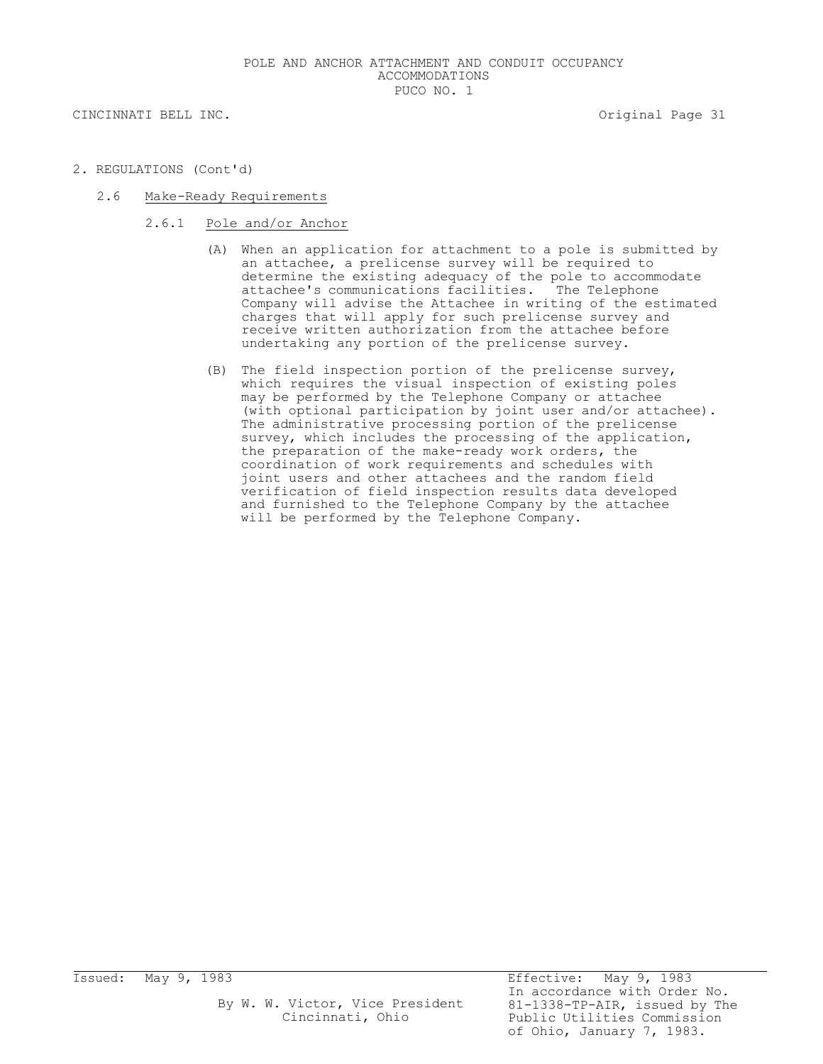2. REGULATIONS (Cont'd)

## 2.6 Make-Ready Requirements

### 2.6.1 Pole and/or Anchor

(A) When an application for attachment to a pole is submitted by an attachee, a prelicense survey will be required to determine the existing adequacy of the pole to accommodate attachee's communications facilities. The Telephone Company will advise the Attachee in writing of the estimated charges that will apply for such prelicense survey and receive written authorization from the attachee before undertaking any portion of the prelicense survey.

(B) The field inspection portion of the prelicense survey, which requires the visual inspection of existing poles may be performed by the Telephone Company or attachee (with optional participation by joint user and/or attachee). The administrative processing portion of the prelicense survey, which includes the processing of the application, the preparation of the make-ready work orders, the coordination of work requirements and schedules with joint users and other attachees and the random field verification of field inspection results data developed and furnished to the Telephone Company by the attachee will be performed by the Telephone Company.

Issued: May 9, 1983

By W. W. Victor, Vice President
Cincinnati, Ohio

Effective: May 9, 1983
In accordance with Order No. 81-1338-TP-AIR, issued by The Public Utilities Commission of Ohio, January 7, 1983.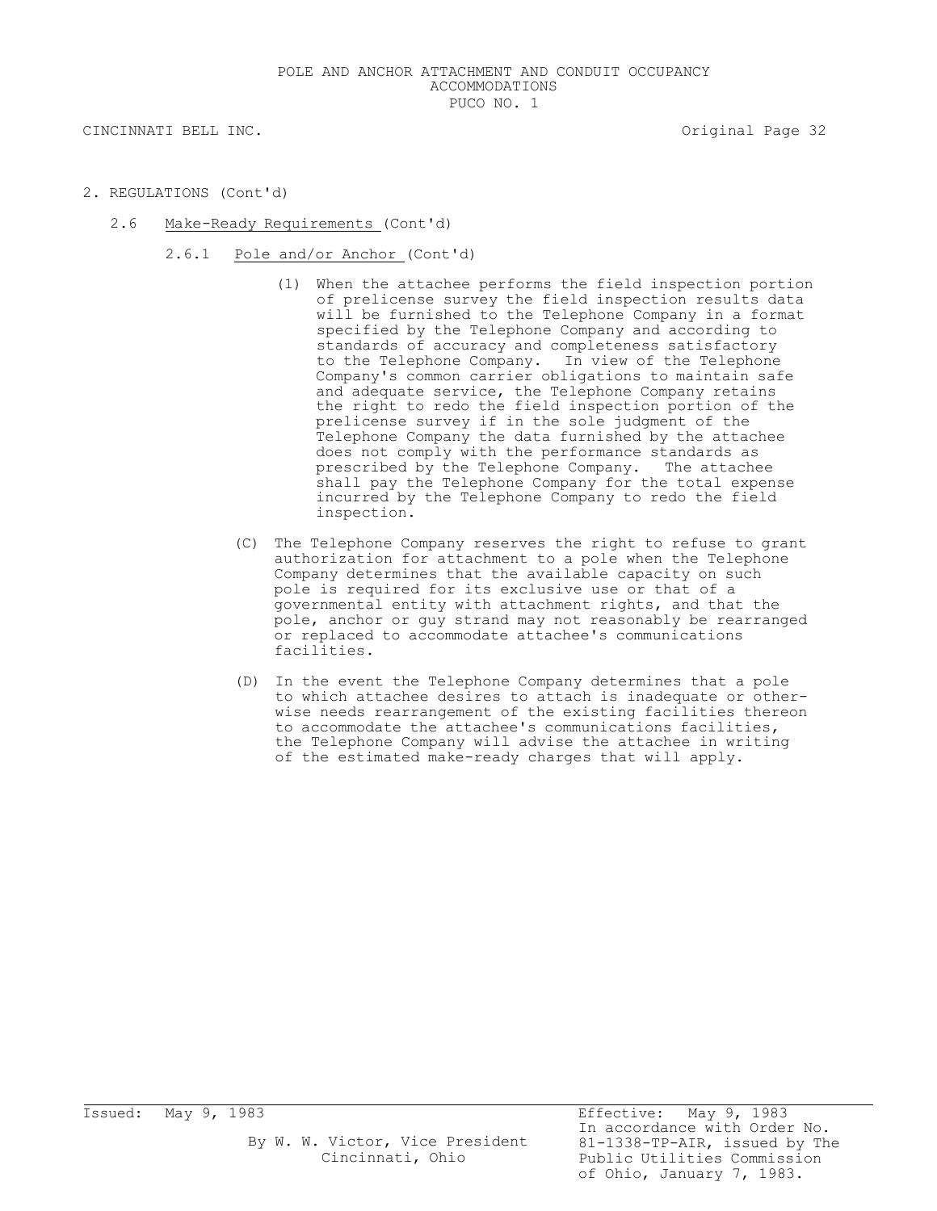2. REGULATIONS (Cont'd)

2.6 Make-Ready Requirements (Cont'd)

2.6.1 Pole and/or Anchor (Cont'd)

(1) When the attachee performs the field inspection portion of prelicense survey the field inspection results data will be furnished to the Telephone Company in a format specified by the Telephone Company and according to standards of accuracy and completeness satisfactory to the Telephone Company. In view of the Telephone Company's common carrier obligations to maintain safe and adequate service, the Telephone Company retains the right to redo the field inspection portion of the prelicense survey if in the sole judgment of the Telephone Company the data furnished by the attachee does not comply with the performance standards as prescribed by the Telephone Company. The attachee shall pay the Telephone Company for the total expense incurred by the Telephone Company to redo the field inspection.

(C) The Telephone Company reserves the right to refuse to grant authorization for attachment to a pole when the Telephone Company determines that the available capacity on such pole is required for its exclusive use or that of a governmental entity with attachment rights, and that the pole, anchor or guy strand may not reasonably be rearranged or replaced to accommodate attachee's communications facilities.

(D) In the event the Telephone Company determines that a pole to which attachee desires to attach is inadequate or otherwise needs rearrangement of the existing facilities thereon to accommodate the attachee's communications facilities, the Telephone Company will advise the attachee in writing of the estimated make-ready charges that will apply.

Issued: May 9, 1983

By W. W. Victor, Vice President
Cincinnati, Ohio

Effective: May 9, 1983
In accordance with Order No. 81-1338-TP-AIR, issued by The Public Utilities Commission of Ohio, January 7, 1983.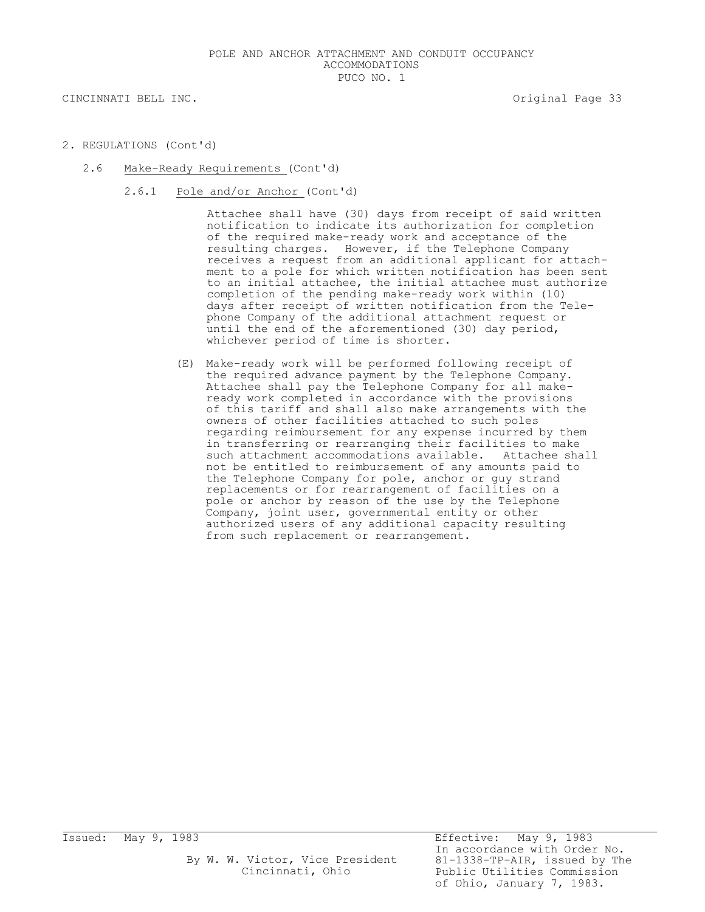2. REGULATIONS (Cont'd)

2.6 Make-Ready Requirements (Cont'd)

2.6.1 Pole and/or Anchor (Cont'd)

Attachee shall have (30) days from receipt of said written notification to indicate its authorization for completion of the required make-ready work and acceptance of the resulting charges. However, if the Telephone Company receives a request from an additional applicant for attachment to a pole for which written notification has been sent to an initial attachee, the initial attachee must authorize completion of the pending make-ready work within (10) days after receipt of written notification from the Telephone Company of the additional attachment request or until the end of the aforementioned (30) day period, whichever period of time is shorter.

(E) Make-ready work will be performed following receipt of the required advance payment by the Telephone Company. Attachee shall pay the Telephone Company for all make-ready work completed in accordance with the provisions of this tariff and shall also make arrangements with the owners of other facilities attached to such poles regarding reimbursement for any expense incurred by them in transferring or rearranging their facilities to make such attachment accommodations available. Attachee shall not be entitled to reimbursement of any amounts paid to the Telephone Company for pole, anchor or guy strand replacements or for rearrangement of facilities on a pole or anchor by reason of the use by the Telephone Company, joint user, governmental entity or other authorized users of any additional capacity resulting from such replacement or rearrangement.

Issued: May 9, 1983

By W. W. Victor, Vice President
Cincinnati, Ohio

Effective: May 9, 1983
In accordance with Order No. 81-1338-TP-AIR, issued by The Public Utilities Commission of Ohio, January 7, 1983.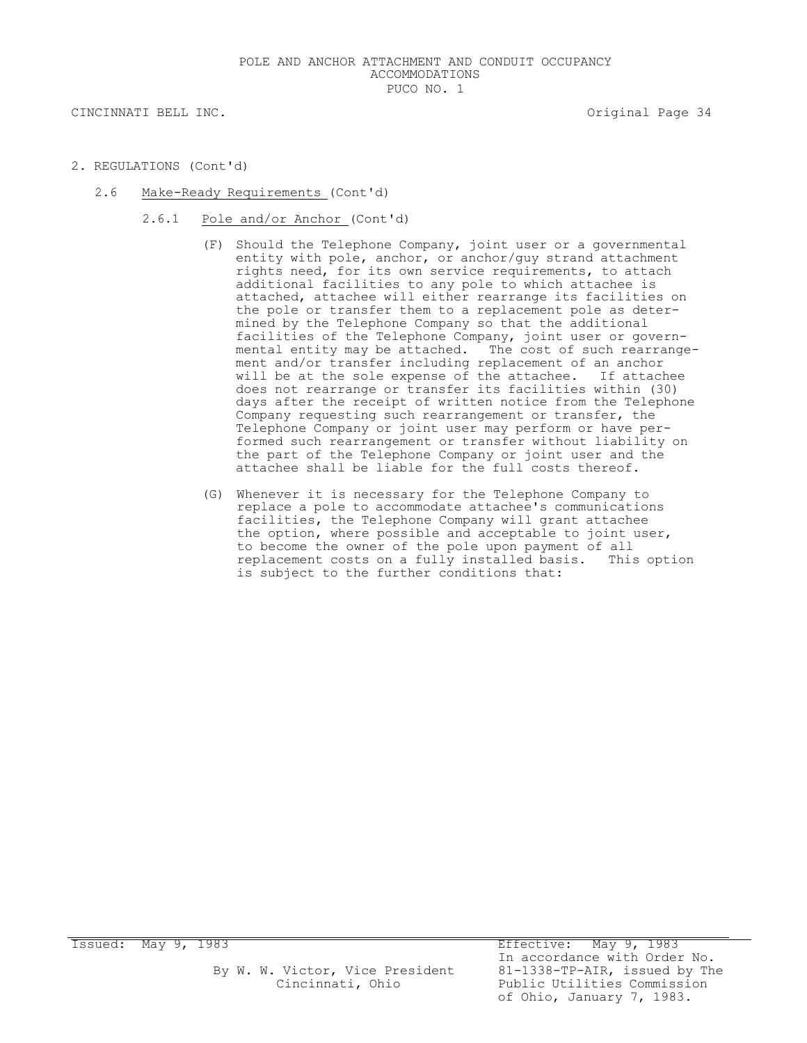2. REGULATIONS (Cont'd)

2.6 Make-Ready Requirements (Cont'd)

2.6.1 Pole and/or Anchor (Cont'd)

(F) Should the Telephone Company, joint user or a governmental entity with pole, anchor, or anchor/guy strand attachment rights need, for its own service requirements, to attach additional facilities to any pole to which attachee is attached, attachee will either rearrange its facilities on the pole or transfer them to a replacement pole as determined by the Telephone Company so that the additional facilities of the Telephone Company, joint user or governmental entity may be attached. The cost of such rearrangement and/or transfer including replacement of an anchor will be at the sole expense of the attachee. If attachee does not rearrange or transfer its facilities within (30) days after the receipt of written notice from the Telephone Company requesting such rearrangement or transfer, the Telephone Company or joint user may perform or have performed such rearrangement or transfer without liability on the part of the Telephone Company or joint user and the attachee shall be liable for the full costs thereof.

(G) Whenever it is necessary for the Telephone Company to replace a pole to accommodate attachee's communications facilities, the Telephone Company will grant attachee the option, where possible and acceptable to joint user, to become the owner of the pole upon payment of all replacement costs on a fully installed basis. This option is subject to the further conditions that: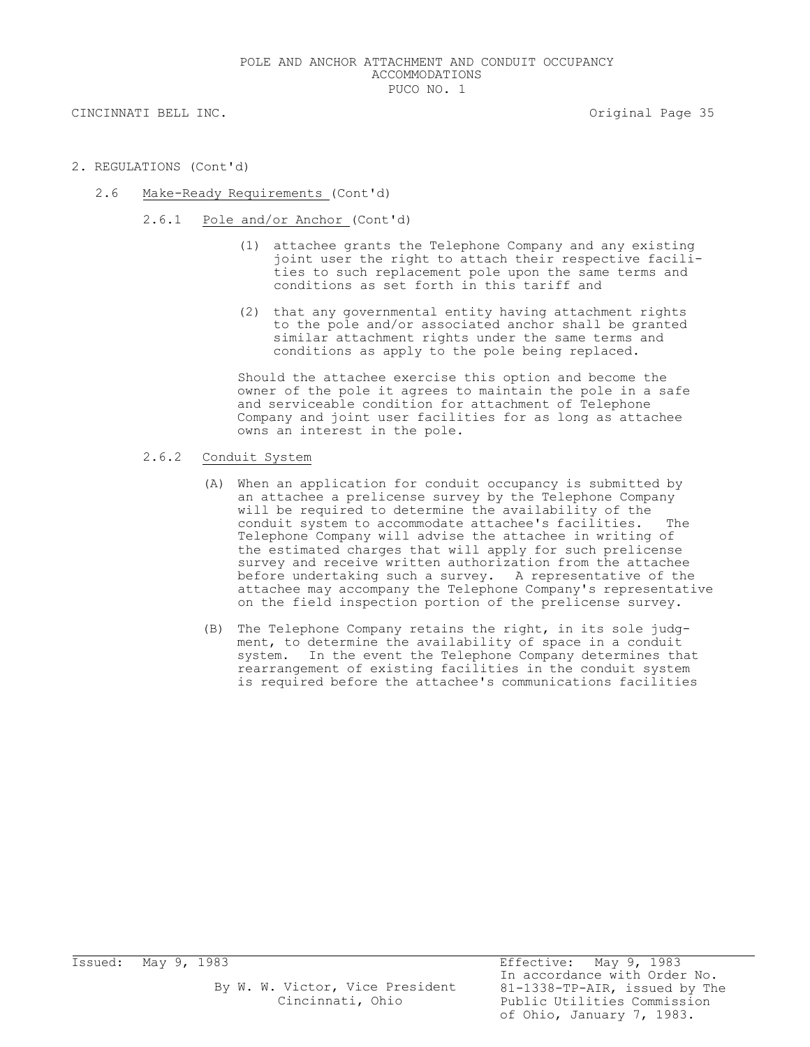2. REGULATIONS (Cont'd)

2.6 Make-Ready Requirements (Cont'd)

2.6.1 Pole and/or Anchor (Cont'd)

(1) attachee grants the Telephone Company and any existing joint user the right to attach their respective facilities to such replacement pole upon the same terms and conditions as set forth in this tariff and

(2) that any governmental entity having attachment rights to the pole and/or associated anchor shall be granted similar attachment rights under the same terms and conditions as apply to the pole being replaced.

Should the attachee exercise this option and become the owner of the pole it agrees to maintain the pole in a safe and serviceable condition for attachment of Telephone Company and joint user facilities for as long as attachee owns an interest in the pole.

2.6.2 Conduit System

(A) When an application for conduit occupancy is submitted by an attachee a prelicense survey by the Telephone Company will be required to determine the availability of the conduit system to accommodate attachee's facilities. The Telephone Company will advise the attachee in writing of the estimated charges that will apply for such prelicense survey and receive written authorization from the attachee before undertaking such a survey. A representative of the attachee may accompany the Telephone Company's representative on the field inspection portion of the prelicense survey.

(B) The Telephone Company retains the right, in its sole judgment, to determine the availability of space in a conduit system. In the event the Telephone Company determines that rearrangement of existing facilities in the conduit system is required before the attachee's communications facilities

Issued: May 9, 1983

By W. W. Victor, Vice President
Cincinnati, Ohio

Effective: May 9, 1983
In accordance with Order No. 81-1338-TP-AIR, issued by The Public Utilities Commission of Ohio, January 7, 1983.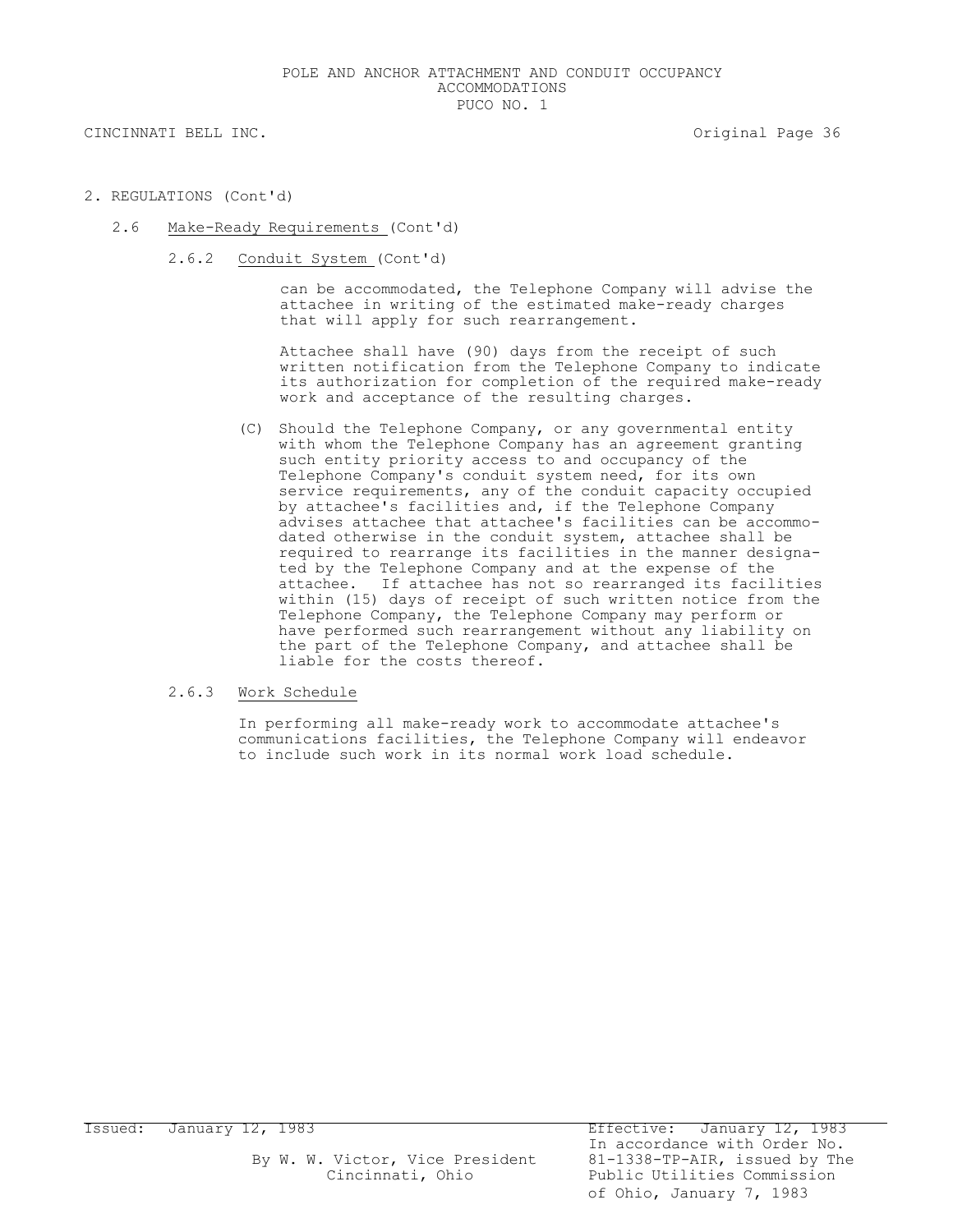2. REGULATIONS (Cont'd)

2.6 Make-Ready Requirements (Cont'd)

2.6.2 Conduit System (Cont'd)

can be accommodated, the Telephone Company will advise the attachee in writing of the estimated make-ready charges that will apply for such rearrangement.

Attachee shall have (90) days from the receipt of such written notification from the Telephone Company to indicate its authorization for completion of the required make-ready work and acceptance of the resulting charges.

(C) Should the Telephone Company, or any governmental entity with whom the Telephone Company has an agreement granting such entity priority access to and occupancy of the Telephone Company's conduit system need, for its own service requirements, any of the conduit capacity occupied by attachee's facilities and, if the Telephone Company advises attachee that attachee's facilities can be accommodated otherwise in the conduit system, attachee shall be required to rearrange its facilities in the manner designated by the Telephone Company and at the expense of the attachee. If attachee has not so rearranged its facilities within (15) days of receipt of such written notice from the Telephone Company, the Telephone Company may perform or have performed such rearrangement without any liability on the part of the Telephone Company, and attachee shall be liable for the costs thereof.

2.6.3 Work Schedule

In performing all make-ready work to accommodate attachee's communications facilities, the Telephone Company will endeavor to include such work in its normal work load schedule.

Issued: January 12, 1983

By W. W. Victor, Vice President
Cincinnati, Ohio

Effective: January 12, 1983
In accordance with Order No. 81-1338-TP-AIR, issued by The Public Utilities Commission of Ohio, January 7, 1983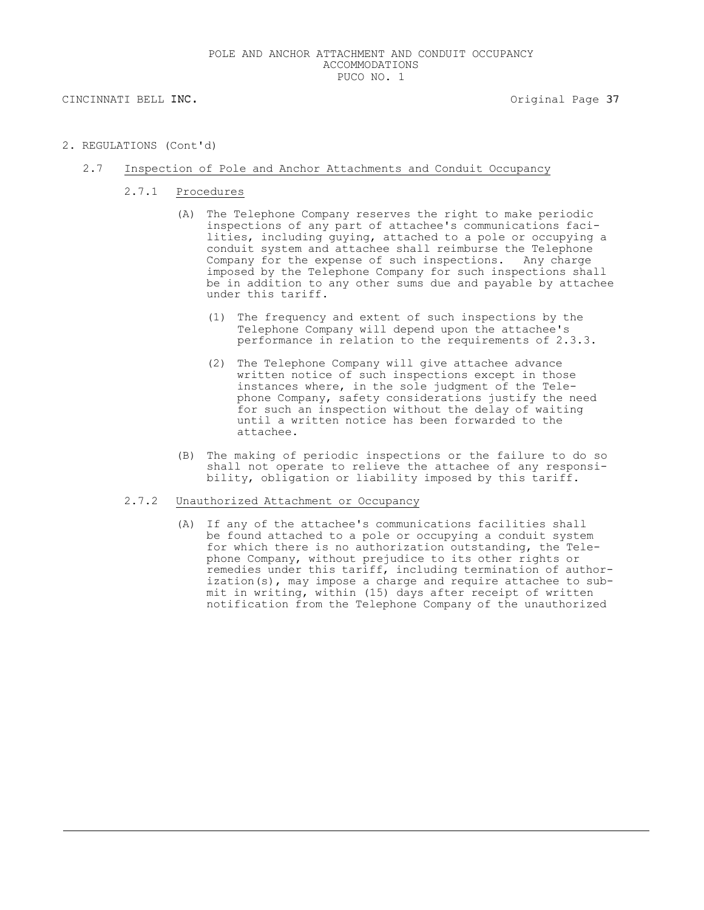2. REGULATIONS (Cont'd)

## 2.7 Inspection of Pole and Anchor Attachments and Conduit Occupancy

### 2.7.1 Procedures

(A) The Telephone Company reserves the right to make periodic inspections of any part of attachee's communications facilities, including guying, attached to a pole or occupying a conduit system and attachee shall reimburse the Telephone Company for the expense of such inspections. Any charge imposed by the Telephone Company for such inspections shall be in addition to any other sums due and payable by attachee under this tariff.

(1) The frequency and extent of such inspections by the Telephone Company will depend upon the attachee's performance in relation to the requirements of 2.3.3.

(2) The Telephone Company will give attachee advance written notice of such inspections except in those instances where, in the sole judgment of the Telephone Company, safety considerations justify the need for such an inspection without the delay of waiting until a written notice has been forwarded to the attachee.

(B) The making of periodic inspections or the failure to do so shall not operate to relieve the attachee of any responsibility, obligation or liability imposed by this tariff.

### 2.7.2 Unauthorized Attachment or Occupancy

(A) If any of the attachee's communications facilities shall be found attached to a pole or occupying a conduit system for which there is no authorization outstanding, the Telephone Company, without prejudice to its other rights or remedies under this tariff, including termination of authorization(s), may impose a charge and require attachee to submit in writing, within (15) days after receipt of written notification from the Telephone Company of the unauthorized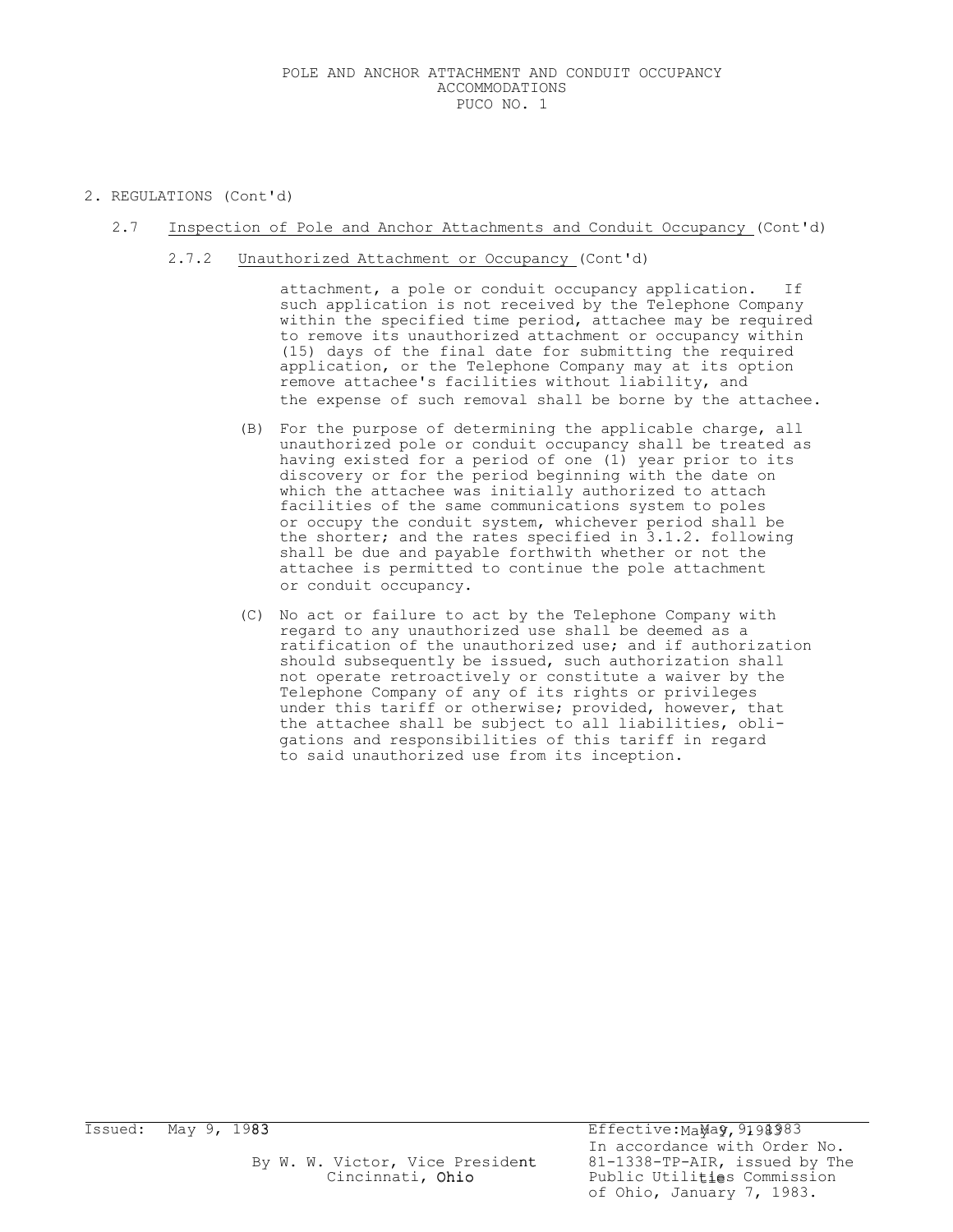## 2. REGULATIONS (Cont'd)

### 2.7 Inspection of Pole and Anchor Attachments and Conduit Occupancy (Cont'd)

#### 2.7.2 Unauthorized Attachment or Occupancy (Cont'd)

attachment, a pole or conduit occupancy application. If such application is not received by the Telephone Company within the specified time period, attachee may be required to remove its unauthorized attachment or occupancy within (15) days of the final date for submitting the required application, or the Telephone Company may at its option remove attachee's facilities without liability, and the expense of such removal shall be borne by the attachee.

(B) For the purpose of determining the applicable charge, all unauthorized pole or conduit occupancy shall be treated as having existed for a period of one (1) year prior to its discovery or for the period beginning with the date on which the attachee was initially authorized to attach facilities of the same communications system to poles or occupy the conduit system, whichever period shall be the shorter; and the rates specified in 3.1.2. following shall be due and payable forthwith whether or not the attachee is permitted to continue the pole attachment or conduit occupancy.

(C) No act or failure to act by the Telephone Company with regard to any unauthorized use shall be deemed as a ratification of the unauthorized use; and if authorization should subsequently be issued, such authorization shall not operate retroactively or constitute a waiver by the Telephone Company of any of its rights or privileges under this tariff or otherwise; provided, however, that the attachee shall be subject to all liabilities, obligations and responsibilities of this tariff in regard to said unauthorized use from its inception.

Issued: May 9, 1983

By W. W. Victor, Vice President
Cincinnati, Ohio

Effective: May 9, 1983
In accordance with Order No. 81-1338-TP-AIR, issued by The Public Utilities Commission of Ohio, January 7, 1983.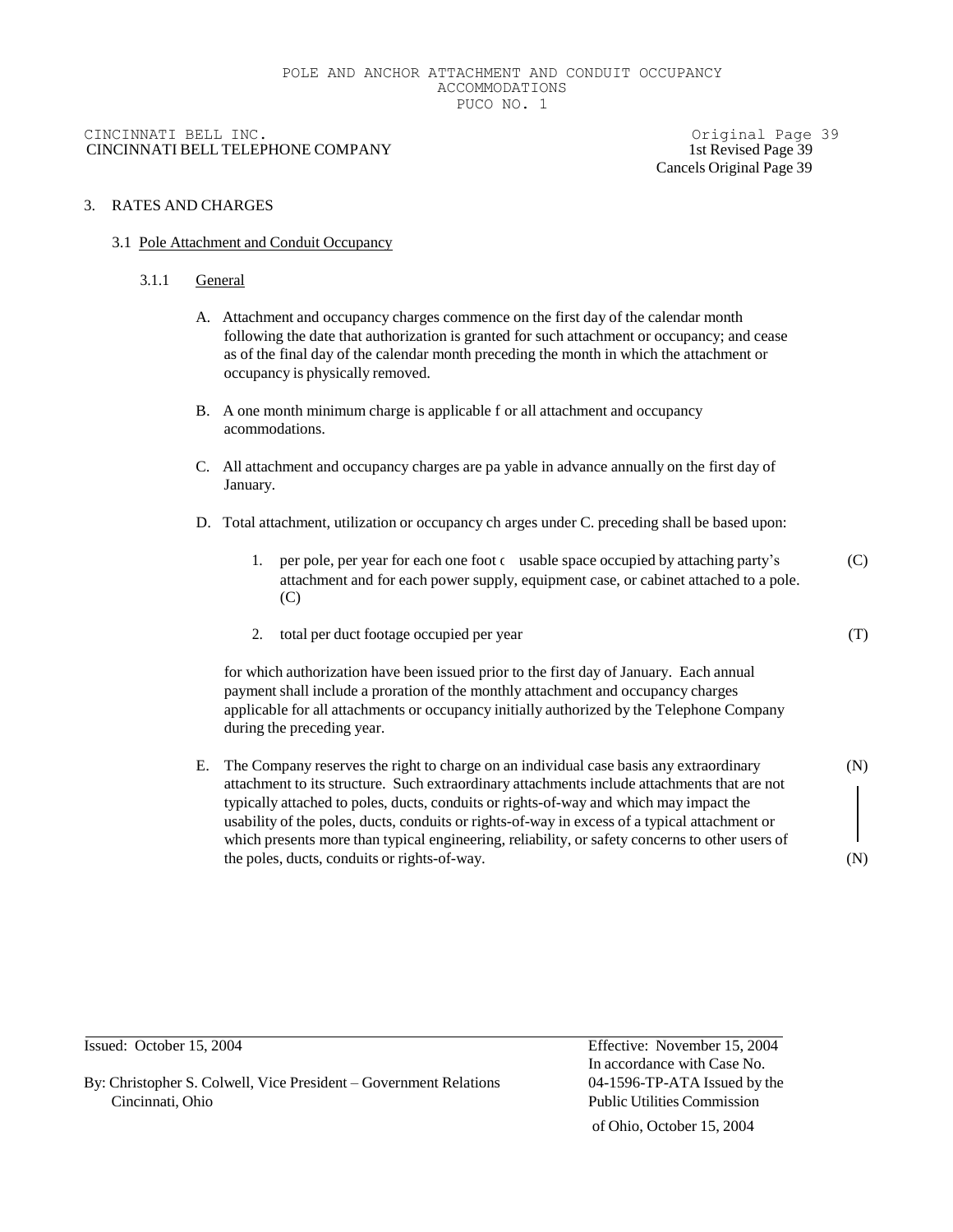CINCINNATI BELL INC. Original Page 39
CINCINNATI BELL TELEPHONE COMPANY 1st Revised Page 39
Cancels Original Page 39

## 3. RATES AND CHARGES

### 3.1 Pole Attachment and Conduit Occupancy

#### 3.1.1 General

A. Attachment and occupancy charges commence on the first day of the calendar month following the date that authorization is granted for such attachment or occupancy; and cease as of the final day of the calendar month preceding the month in which the attachment or occupancy is physically removed.

B. A one month minimum charge is applicable f or all attachment and occupancy acommodations.

C. All attachment and occupancy charges are pa yable in advance annually on the first day of January.

D. Total attachment, utilization or occupancy ch arges under C. preceding shall be based upon:

1. per pole, per year for each one foot c usable space occupied by attaching party's attachment and for each power supply, equipment case, or cabinet attached to a pole. (C) (C)

2. total per duct footage occupied per year (T)

for which authorization have been issued prior to the first day of January. Each annual payment shall include a proration of the monthly attachment and occupancy charges applicable for all attachments or occupancy initially authorized by the Telephone Company during the preceding year.

E. The Company reserves the right to charge on an individual case basis any extraordinary attachment to its structure. Such extraordinary attachments include attachments that are not typically attached to poles, ducts, conduits or rights-of-way and which may impact the usability of the poles, ducts, conduits or rights-of-way in excess of a typical attachment or which presents more than typical engineering, reliability, or safety concerns to other users of the poles, ducts, conduits or rights-of-way. (N) (N)

Issued: October 15, 2004

By: Christopher S. Colwell, Vice President – Government Relations
Cincinnati, Ohio

Effective: November 15, 2004
In accordance with Case No. 04-1596-TP-ATA Issued by the Public Utilities Commission of Ohio, October 15, 2004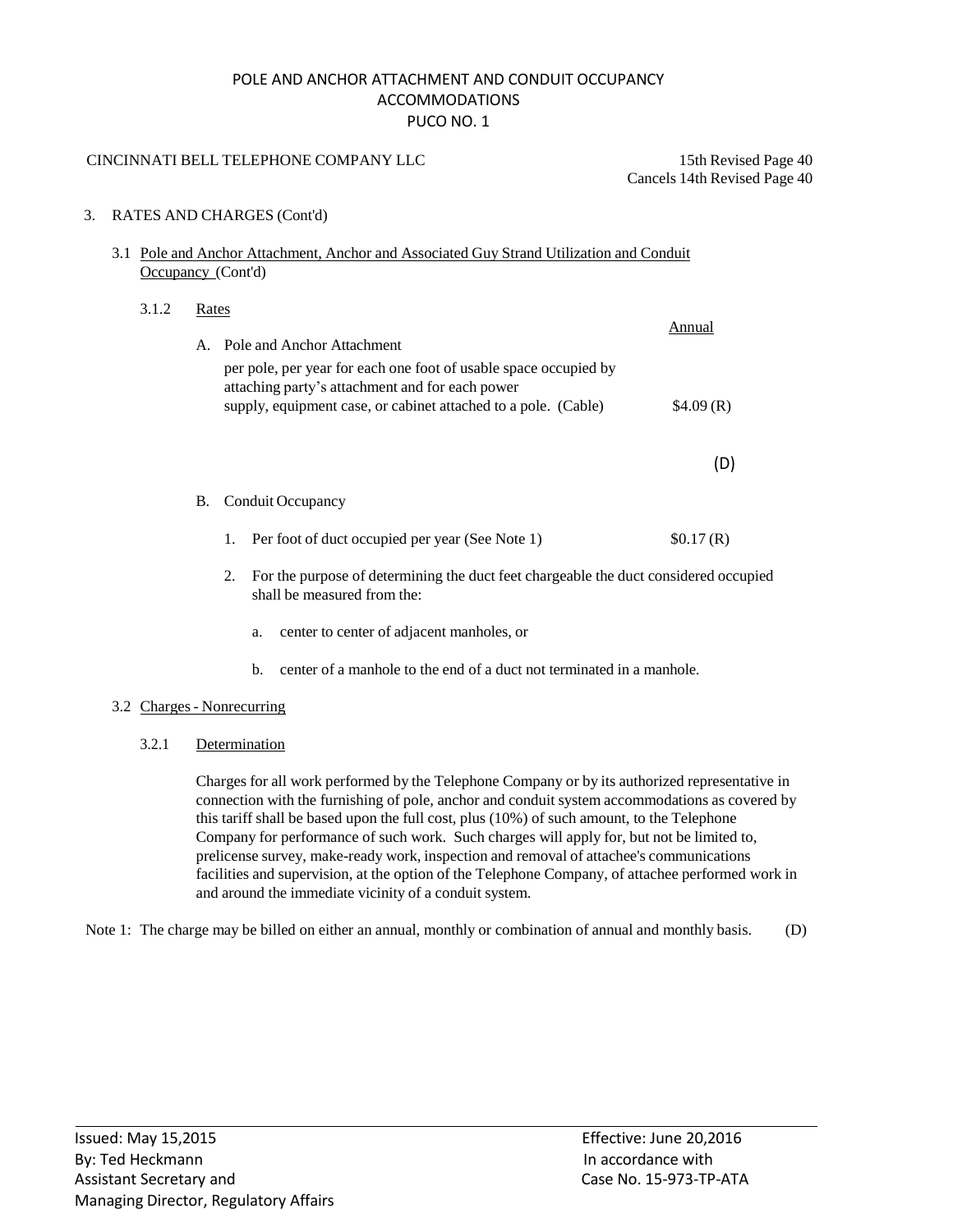POLE AND ANCHOR ATTACHMENT AND CONDUIT OCCUPANCY ACCOMMODATIONS
PUCO NO. 1

CINCINNATI BELL TELEPHONE COMPANY LLC

15th Revised Page 40
Cancels 14th Revised Page 40

3. RATES AND CHARGES (Cont'd)

3.1 Pole and Anchor Attachment, Anchor and Associated Guy Strand Utilization and Conduit Occupancy (Cont'd)

3.1.2 Rates

| | Annual |
|---|---|
| A. Pole and Anchor Attachment<br>per pole, per year for each one foot of usable space occupied by attaching party's attachment and for each power supply, equipment case, or cabinet attached to a pole. (Cable) | $4.09 (R) |
| | (D) |
| B. Conduit Occupancy | |
| 1. Per foot of duct occupied per year (See Note 1) | $0.17 (R) |

2. For the purpose of determining the duct feet chargeable the duct considered occupied shall be measured from the:

   a. center to center of adjacent manholes, or

   b. center of a manhole to the end of a duct not terminated in a manhole.

3.2 Charges - Nonrecurring

3.2.1 Determination

Charges for all work performed by the Telephone Company or by its authorized representative in connection with the furnishing of pole, anchor and conduit system accommodations as covered by this tariff shall be based upon the full cost, plus (10%) of such amount, to the Telephone Company for performance of such work. Such charges will apply for, but not be limited to, prelicense survey, make-ready work, inspection and removal of attachee's communications facilities and supervision, at the option of the Telephone Company, of attachee performed work in and around the immediate vicinity of a conduit system.

Note 1: The charge may be billed on either an annual, monthly or combination of annual and monthly basis. (D)

Issued: May 15,2015
By: Ted Heckmann
Assistant Secretary and
Managing Director, Regulatory Affairs

Effective: June 20,2016
In accordance with
Case No. 15-973-TP-ATA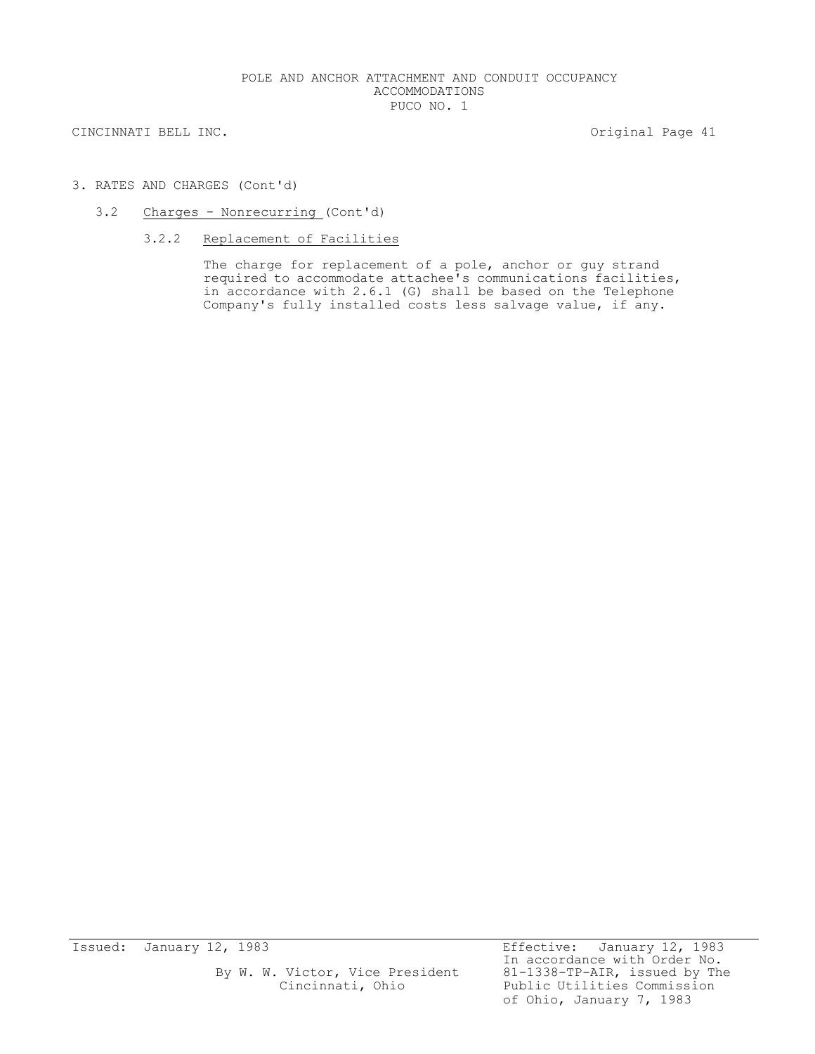# 3. RATES AND CHARGES (Cont'd)

## 3.2 Charges - Nonrecurring (Cont'd)

### 3.2.2 Replacement of Facilities

The charge for replacement of a pole, anchor or guy strand required to accommodate attachee's communications facilities, in accordance with 2.6.1 (G) shall be based on the Telephone Company's fully installed costs less salvage value, if any.

Issued: January 12, 1983

By W. W. Victor, Vice President
Cincinnati, Ohio

Effective: January 12, 1983
In accordance with Order No. 81-1338-TP-AIR, issued by The Public Utilities Commission of Ohio, January 7, 1983